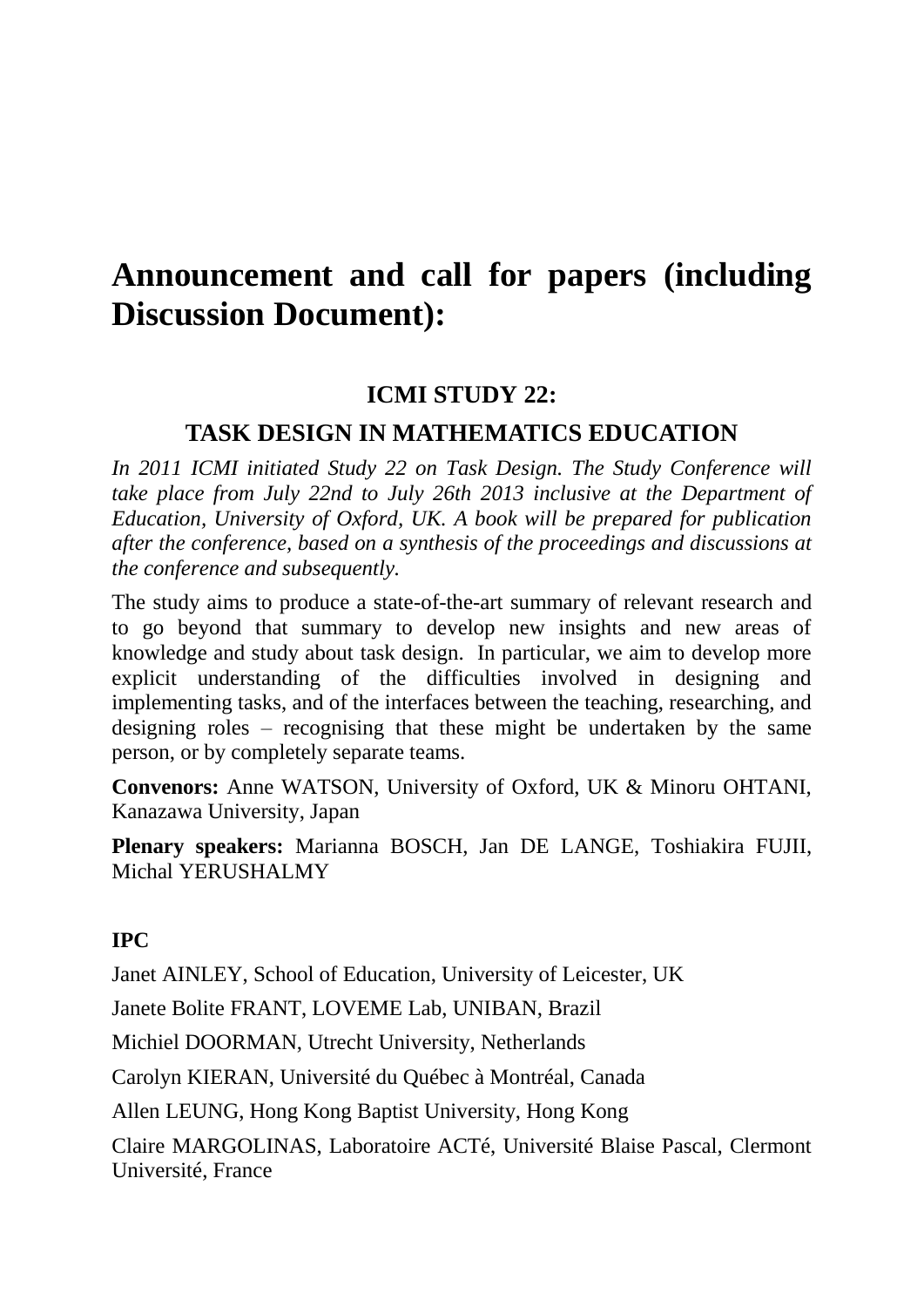# Announcement and call for papers (including Discussion Document):

## ICMI STUDY 22:

## TASK DESIGN IN MATHEMATICS EDUCATION

*In 2011 ICMI initiated Study 22 on Task Design. The Study Conference will take place from July 22nd to July 26th 2013 inclusive at the Department of Education, University of Oxford, UK. A book will be prepared for publication after the conference, based on a synthesis of the proceedings and discussions at the conference and subsequently.*

The study aims to produce a state-of-the-art summary of relevant research and to go beyond that summary to develop new insights and new areas of knowledge and study about task design. In particular, we aim to develop more explicit understanding of the difficulties involved in designing and implementing tasks, and of the interfaces between the teaching, researching, and designing roles – recognising that these might be undertaken by the same person, or by completely separate teams.

**Convenors:** Anne WATSON, University of Oxford, UK & Minoru OHTANI, Kanazawa University, Japan

**Plenary speakers:** Marianna BOSCH, Jan DE LANGE, Toshiakira FUJII, Michal YERUSHALMY

**IPC**

Janet AINLEY, School of Education, University of Leicester, UK

Janete Bolite FRANT, LOVEME Lab, UNIBAN, Brazil

Michiel DOORMAN, Utrecht University, Netherlands

Carolyn KIERAN, Université du Québec à Montréal, Canada

Allen LEUNG, Hong Kong Baptist University, Hong Kong

Claire MARGOLINAS, Laboratoire ACTé, Université Blaise Pascal, Clermont Université, France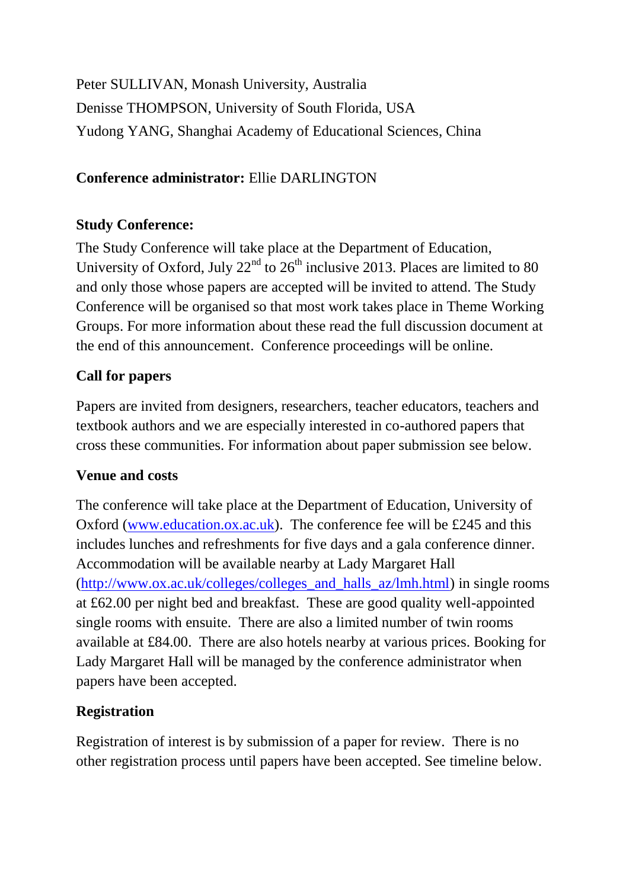Peter SULLIVAN, Monash University, Australia
Denisse THOMPSON, University of South Florida, USA
Yudong YANG, Shanghai Academy of Educational Sciences, China

**Conference administrator:** Ellie DARLINGTON

**Study Conference:**

The Study Conference will take place at the Department of Education, University of Oxford, July 22nd to 26th inclusive 2013. Places are limited to 80 and only those whose papers are accepted will be invited to attend. The Study Conference will be organised so that most work takes place in Theme Working Groups. For more information about these read the full discussion document at the end of this announcement. Conference proceedings will be online.

**Call for papers**

Papers are invited from designers, researchers, teacher educators, teachers and textbook authors and we are especially interested in co-authored papers that cross these communities. For information about paper submission see below.

**Venue and costs**

The conference will take place at the Department of Education, University of Oxford ([www.education.ox.ac.uk](www.education.ox.ac.uk)). The conference fee will be £245 and this includes lunches and refreshments for five days and a gala conference dinner. Accommodation will be available nearby at Lady Margaret Hall ([http://www.ox.ac.uk/colleges/colleges_and_halls_az/lmh.html](http://www.ox.ac.uk/colleges/colleges_and_halls_az/lmh.html)) in single rooms at £62.00 per night bed and breakfast. These are good quality well-appointed single rooms with ensuite. There are also a limited number of twin rooms available at £84.00. There are also hotels nearby at various prices. Booking for Lady Margaret Hall will be managed by the conference administrator when papers have been accepted.

**Registration**

Registration of interest is by submission of a paper for review. There is no other registration process until papers have been accepted. See timeline below.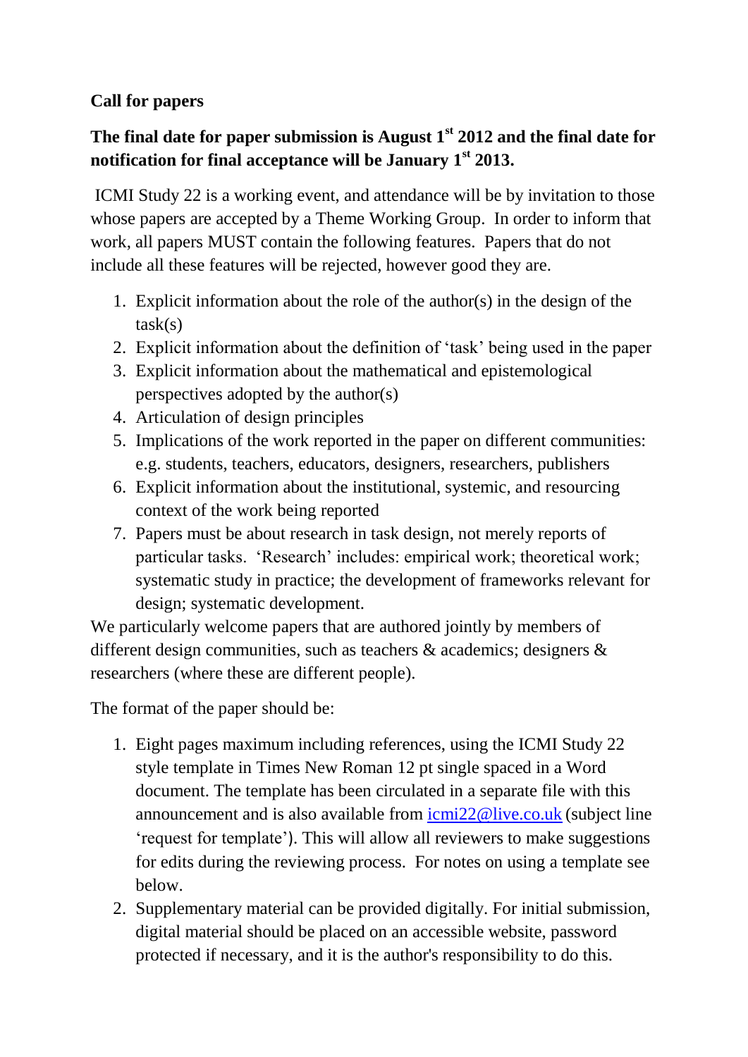**Call for papers**

**The final date for paper submission is August 1st 2012 and the final date for notification for final acceptance will be January 1st 2013.**

ICMI Study 22 is a working event, and attendance will be by invitation to those whose papers are accepted by a Theme Working Group. In order to inform that work, all papers MUST contain the following features. Papers that do not include all these features will be rejected, however good they are.

1. Explicit information about the role of the author(s) in the design of the task(s)
2. Explicit information about the definition of 'task' being used in the paper
3. Explicit information about the mathematical and epistemological perspectives adopted by the author(s)
4. Articulation of design principles
5. Implications of the work reported in the paper on different communities: e.g. students, teachers, educators, designers, researchers, publishers
6. Explicit information about the institutional, systemic, and resourcing context of the work being reported
7. Papers must be about research in task design, not merely reports of particular tasks. 'Research' includes: empirical work; theoretical work; systematic study in practice; the development of frameworks relevant for design; systematic development.

We particularly welcome papers that are authored jointly by members of different design communities, such as teachers & academics; designers & researchers (where these are different people).

The format of the paper should be:

1. Eight pages maximum including references, using the ICMI Study 22 style template in Times New Roman 12 pt single spaced in a Word document. The template has been circulated in a separate file with this announcement and is also available from icmi22@live.co.uk (subject line 'request for template'). This will allow all reviewers to make suggestions for edits during the reviewing process. For notes on using a template see below.
2. Supplementary material can be provided digitally. For initial submission, digital material should be placed on an accessible website, password protected if necessary, and it is the author's responsibility to do this.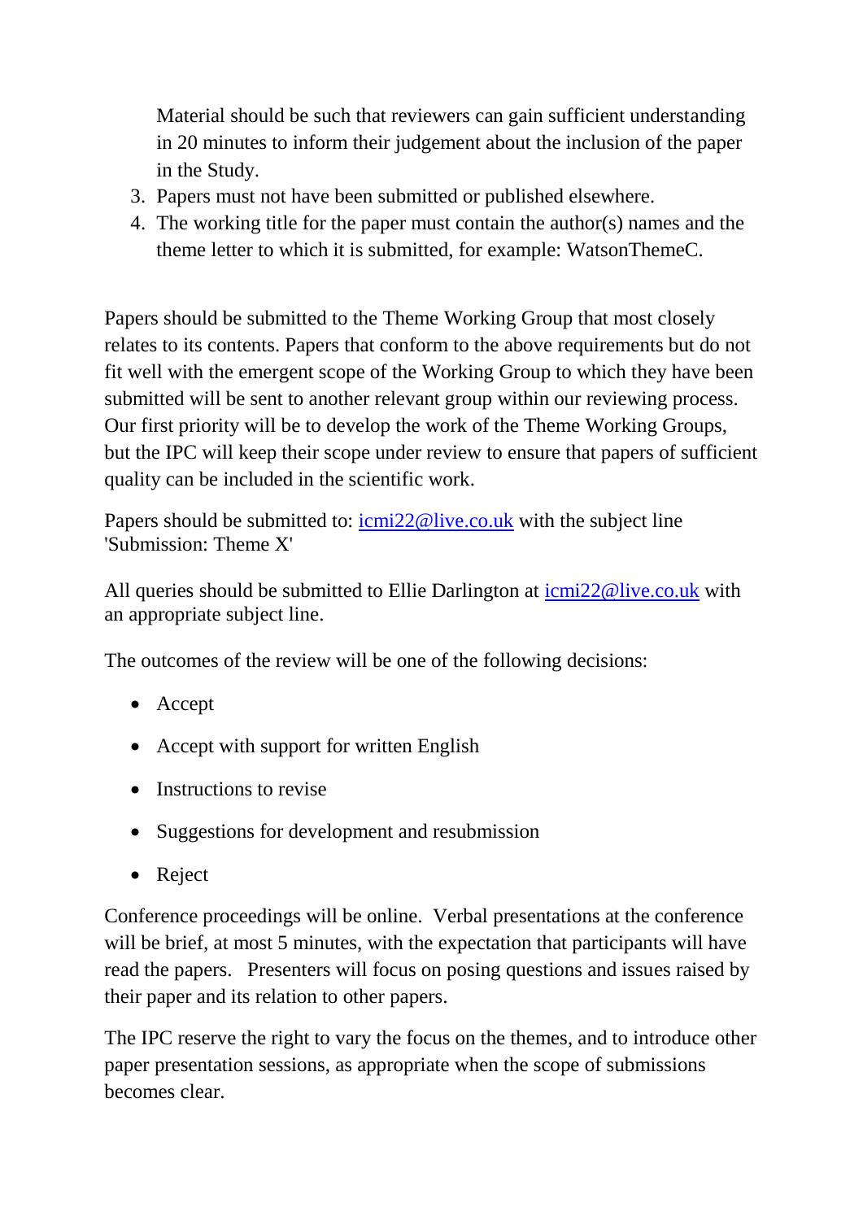Material should be such that reviewers can gain sufficient understanding in 20 minutes to inform their judgement about the inclusion of the paper in the Study.

3. Papers must not have been submitted or published elsewhere.
4. The working title for the paper must contain the author(s) names and the theme letter to which it is submitted, for example: WatsonThemeC.

Papers should be submitted to the Theme Working Group that most closely relates to its contents. Papers that conform to the above requirements but do not fit well with the emergent scope of the Working Group to which they have been submitted will be sent to another relevant group within our reviewing process. Our first priority will be to develop the work of the Theme Working Groups, but the IPC will keep their scope under review to ensure that papers of sufficient quality can be included in the scientific work.

Papers should be submitted to: [icmi22@live.co.uk](mailto:icmi22@live.co.uk) with the subject line 'Submission: Theme X'

All queries should be submitted to Ellie Darlington at [icmi22@live.co.uk](mailto:icmi22@live.co.uk) with an appropriate subject line.

The outcomes of the review will be one of the following decisions:

- Accept
- Accept with support for written English
- Instructions to revise
- Suggestions for development and resubmission
- Reject

Conference proceedings will be online. Verbal presentations at the conference will be brief, at most 5 minutes, with the expectation that participants will have read the papers. Presenters will focus on posing questions and issues raised by their paper and its relation to other papers.

The IPC reserve the right to vary the focus on the themes, and to introduce other paper presentation sessions, as appropriate when the scope of submissions becomes clear.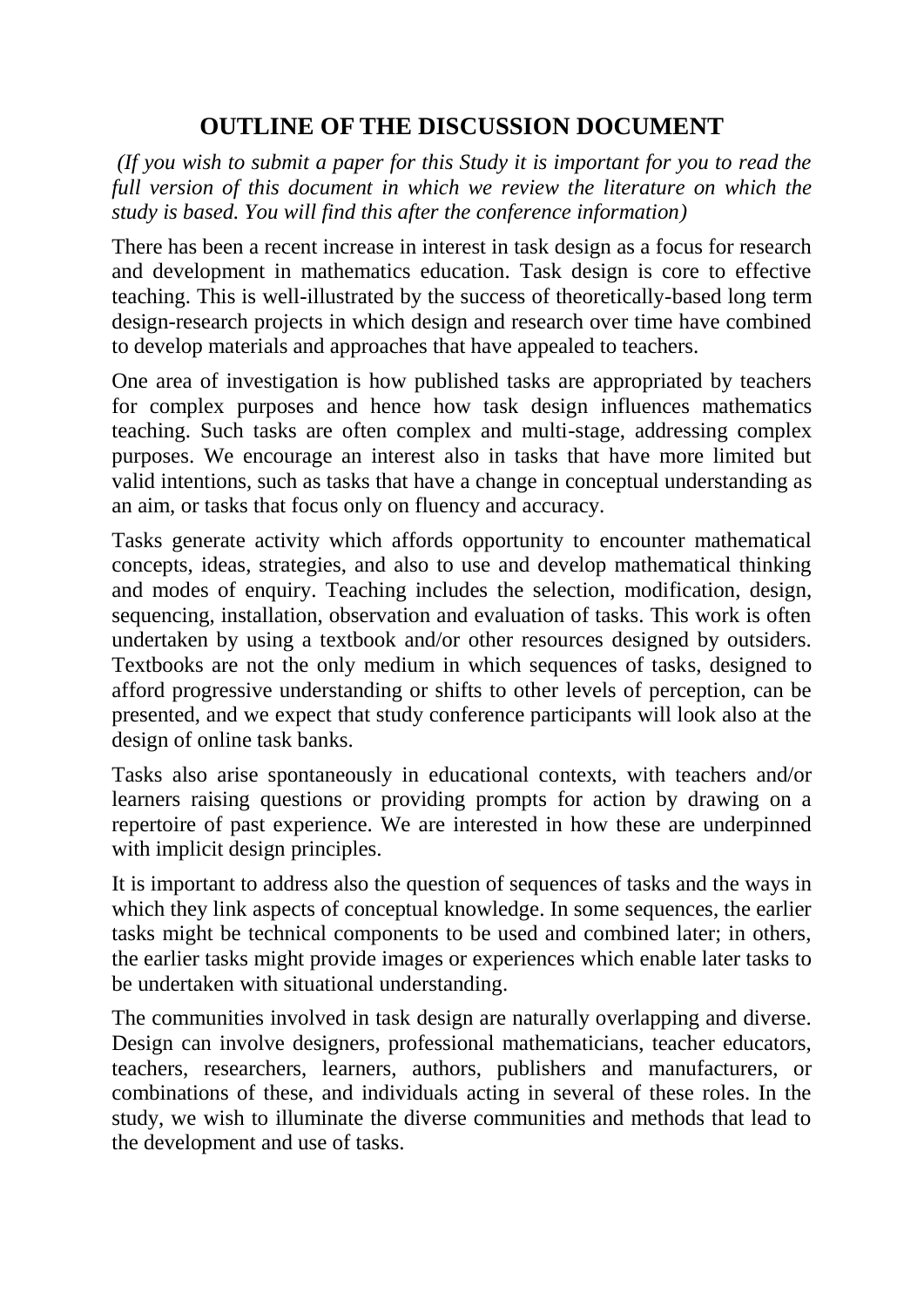# OUTLINE OF THE DISCUSSION DOCUMENT

*(If you wish to submit a paper for this Study it is important for you to read the full version of this document in which we review the literature on which the study is based. You will find this after the conference information)*

There has been a recent increase in interest in task design as a focus for research and development in mathematics education. Task design is core to effective teaching. This is well-illustrated by the success of theoretically-based long term design-research projects in which design and research over time have combined to develop materials and approaches that have appealed to teachers.

One area of investigation is how published tasks are appropriated by teachers for complex purposes and hence how task design influences mathematics teaching. Such tasks are often complex and multi-stage, addressing complex purposes. We encourage an interest also in tasks that have more limited but valid intentions, such as tasks that have a change in conceptual understanding as an aim, or tasks that focus only on fluency and accuracy.

Tasks generate activity which affords opportunity to encounter mathematical concepts, ideas, strategies, and also to use and develop mathematical thinking and modes of enquiry. Teaching includes the selection, modification, design, sequencing, installation, observation and evaluation of tasks. This work is often undertaken by using a textbook and/or other resources designed by outsiders. Textbooks are not the only medium in which sequences of tasks, designed to afford progressive understanding or shifts to other levels of perception, can be presented, and we expect that study conference participants will look also at the design of online task banks.

Tasks also arise spontaneously in educational contexts, with teachers and/or learners raising questions or providing prompts for action by drawing on a repertoire of past experience. We are interested in how these are underpinned with implicit design principles.

It is important to address also the question of sequences of tasks and the ways in which they link aspects of conceptual knowledge. In some sequences, the earlier tasks might be technical components to be used and combined later; in others, the earlier tasks might provide images or experiences which enable later tasks to be undertaken with situational understanding.

The communities involved in task design are naturally overlapping and diverse. Design can involve designers, professional mathematicians, teacher educators, teachers, researchers, learners, authors, publishers and manufacturers, or combinations of these, and individuals acting in several of these roles. In the study, we wish to illuminate the diverse communities and methods that lead to the development and use of tasks.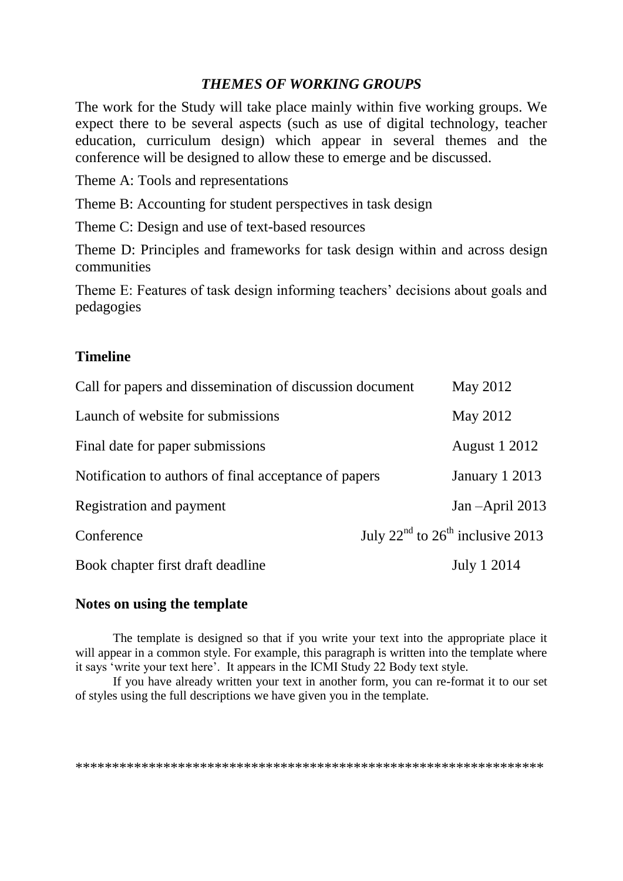## *THEMES OF WORKING GROUPS*

The work for the Study will take place mainly within five working groups. We expect there to be several aspects (such as use of digital technology, teacher education, curriculum design) which appear in several themes and the conference will be designed to allow these to emerge and be discussed.

Theme A: Tools and representations

Theme B: Accounting for student perspectives in task design

Theme C: Design and use of text-based resources

Theme D: Principles and frameworks for task design within and across design communities

Theme E: Features of task design informing teachers' decisions about goals and pedagogies

## Timeline

| | |
|---|---|
| Call for papers and dissemination of discussion document | May 2012 |
| Launch of website for submissions | May 2012 |
| Final date for paper submissions | August 1 2012 |
| Notification to authors of final acceptance of papers | January 1 2013 |
| Registration and payment | Jan –April 2013 |
| Conference | July 22nd to 26th inclusive 2013 |
| Book chapter first draft deadline | July 1 2014 |

## Notes on using the template

The template is designed so that if you write your text into the appropriate place it will appear in a common style. For example, this paragraph is written into the template where it says 'write your text here'. It appears in the ICMI Study 22 Body text style.

If you have already written your text in another form, you can re-format it to our set of styles using the full descriptions we have given you in the template.

*************************************************************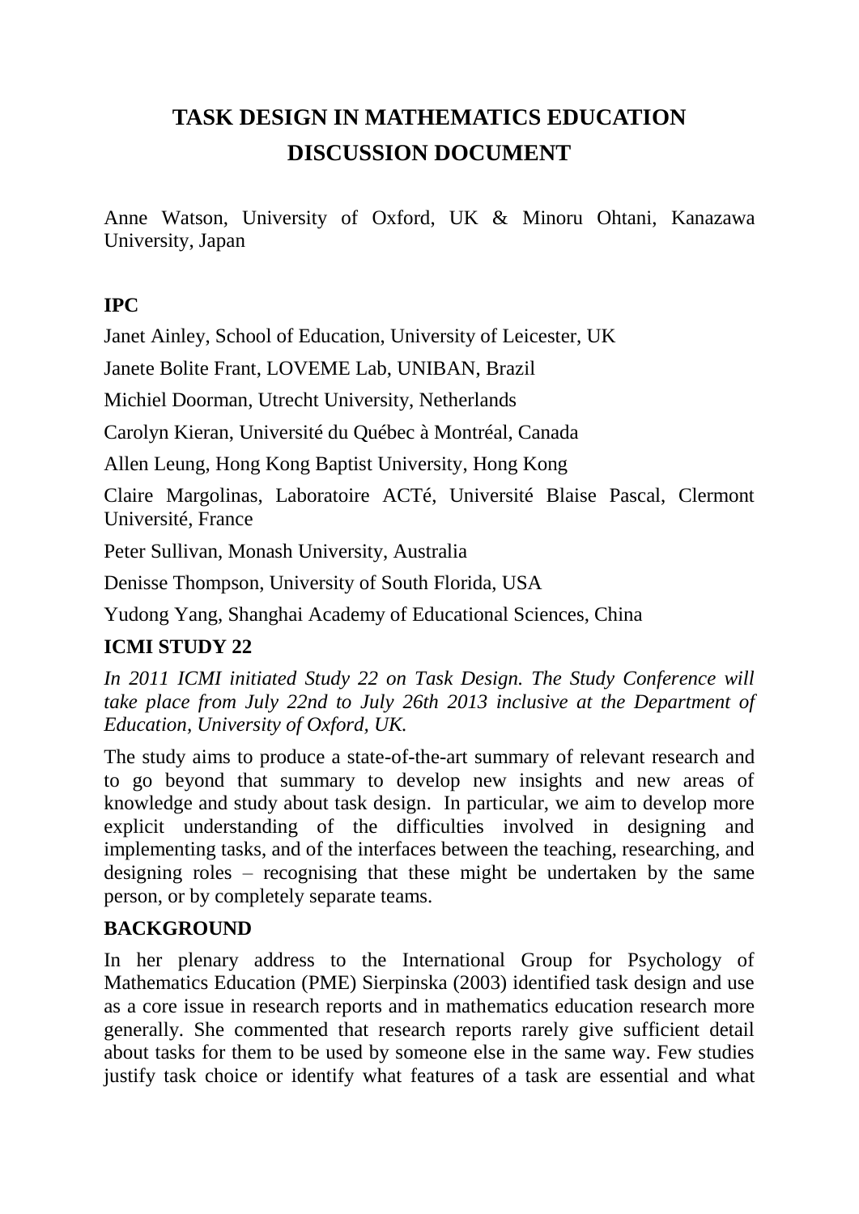# TASK DESIGN IN MATHEMATICS EDUCATION DISCUSSION DOCUMENT

Anne Watson, University of Oxford, UK & Minoru Ohtani, Kanazawa University, Japan

## IPC

Janet Ainley, School of Education, University of Leicester, UK

Janete Bolite Frant, LOVEME Lab, UNIBAN, Brazil

Michiel Doorman, Utrecht University, Netherlands

Carolyn Kieran, Université du Québec à Montréal, Canada

Allen Leung, Hong Kong Baptist University, Hong Kong

Claire Margolinas, Laboratoire ACTé, Université Blaise Pascal, Clermont Université, France

Peter Sullivan, Monash University, Australia

Denisse Thompson, University of South Florida, USA

Yudong Yang, Shanghai Academy of Educational Sciences, China

## ICMI STUDY 22

*In 2011 ICMI initiated Study 22 on Task Design. The Study Conference will take place from July 22nd to July 26th 2013 inclusive at the Department of Education, University of Oxford, UK.*

The study aims to produce a state-of-the-art summary of relevant research and to go beyond that summary to develop new insights and new areas of knowledge and study about task design. In particular, we aim to develop more explicit understanding of the difficulties involved in designing and implementing tasks, and of the interfaces between the teaching, researching, and designing roles – recognising that these might be undertaken by the same person, or by completely separate teams.

## BACKGROUND

In her plenary address to the International Group for Psychology of Mathematics Education (PME) Sierpinska (2003) identified task design and use as a core issue in research reports and in mathematics education research more generally. She commented that research reports rarely give sufficient detail about tasks for them to be used by someone else in the same way. Few studies justify task choice or identify what features of a task are essential and what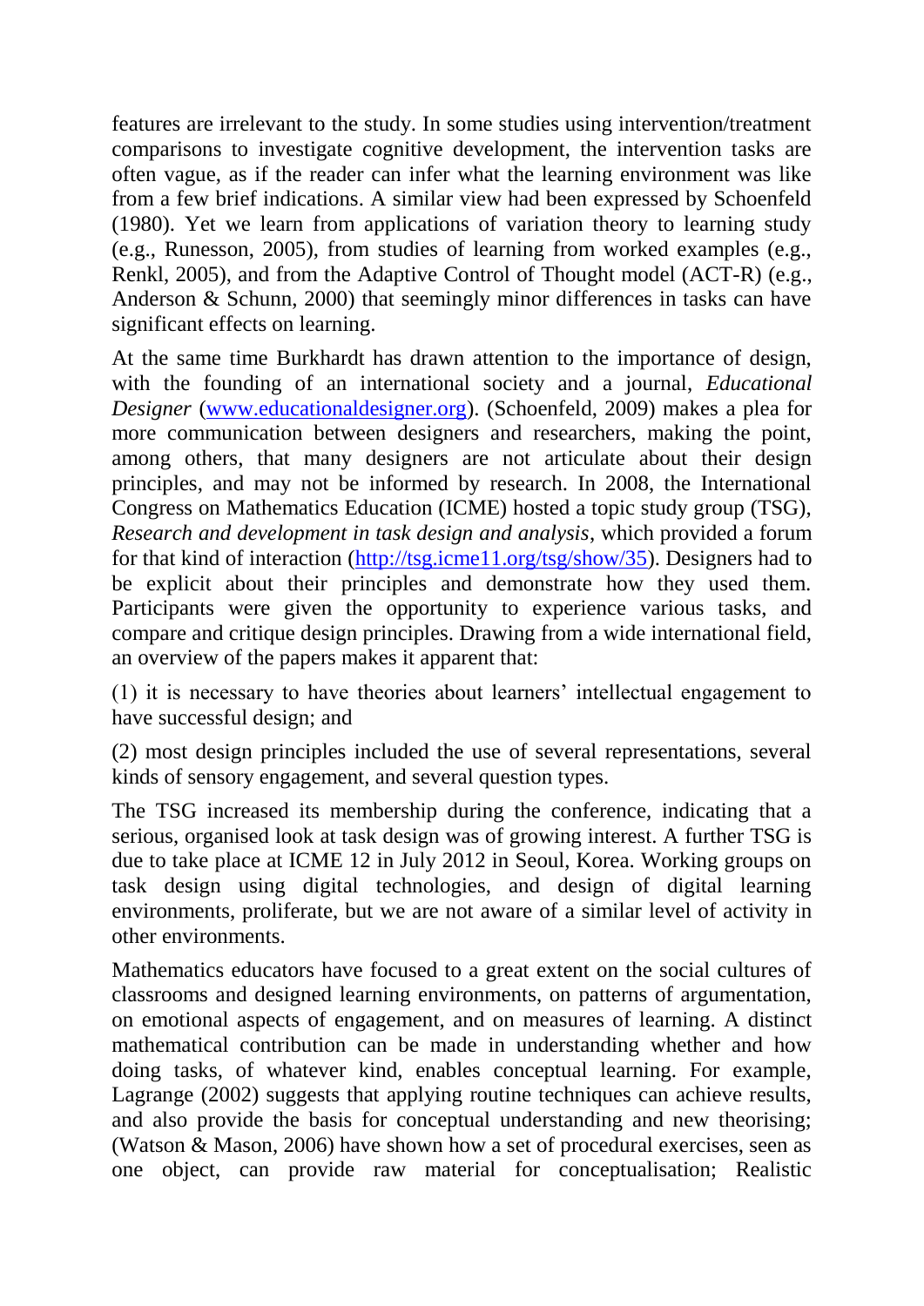features are irrelevant to the study. In some studies using intervention/treatment comparisons to investigate cognitive development, the intervention tasks are often vague, as if the reader can infer what the learning environment was like from a few brief indications. A similar view had been expressed by Schoenfeld (1980). Yet we learn from applications of variation theory to learning study (e.g., Runesson, 2005), from studies of learning from worked examples (e.g., Renkl, 2005), and from the Adaptive Control of Thought model (ACT-R) (e.g., Anderson & Schunn, 2000) that seemingly minor differences in tasks can have significant effects on learning.

At the same time Burkhardt has drawn attention to the importance of design, with the founding of an international society and a journal, *Educational Designer* ([www.educationaldesigner.org](www.educationaldesigner.org)). (Schoenfeld, 2009) makes a plea for more communication between designers and researchers, making the point, among others, that many designers are not articulate about their design principles, and may not be informed by research. In 2008, the International Congress on Mathematics Education (ICME) hosted a topic study group (TSG), *Research and development in task design and analysis*, which provided a forum for that kind of interaction ([http://tsg.icme11.org/tsg/show/35](http://tsg.icme11.org/tsg/show/35)). Designers had to be explicit about their principles and demonstrate how they used them. Participants were given the opportunity to experience various tasks, and compare and critique design principles. Drawing from a wide international field, an overview of the papers makes it apparent that:

(1) it is necessary to have theories about learners' intellectual engagement to have successful design; and

(2) most design principles included the use of several representations, several kinds of sensory engagement, and several question types.

The TSG increased its membership during the conference, indicating that a serious, organised look at task design was of growing interest. A further TSG is due to take place at ICME 12 in July 2012 in Seoul, Korea. Working groups on task design using digital technologies, and design of digital learning environments, proliferate, but we are not aware of a similar level of activity in other environments.

Mathematics educators have focused to a great extent on the social cultures of classrooms and designed learning environments, on patterns of argumentation, on emotional aspects of engagement, and on measures of learning. A distinct mathematical contribution can be made in understanding whether and how doing tasks, of whatever kind, enables conceptual learning. For example, Lagrange (2002) suggests that applying routine techniques can achieve results, and also provide the basis for conceptual understanding and new theorising; (Watson & Mason, 2006) have shown how a set of procedural exercises, seen as one object, can provide raw material for conceptualisation; Realistic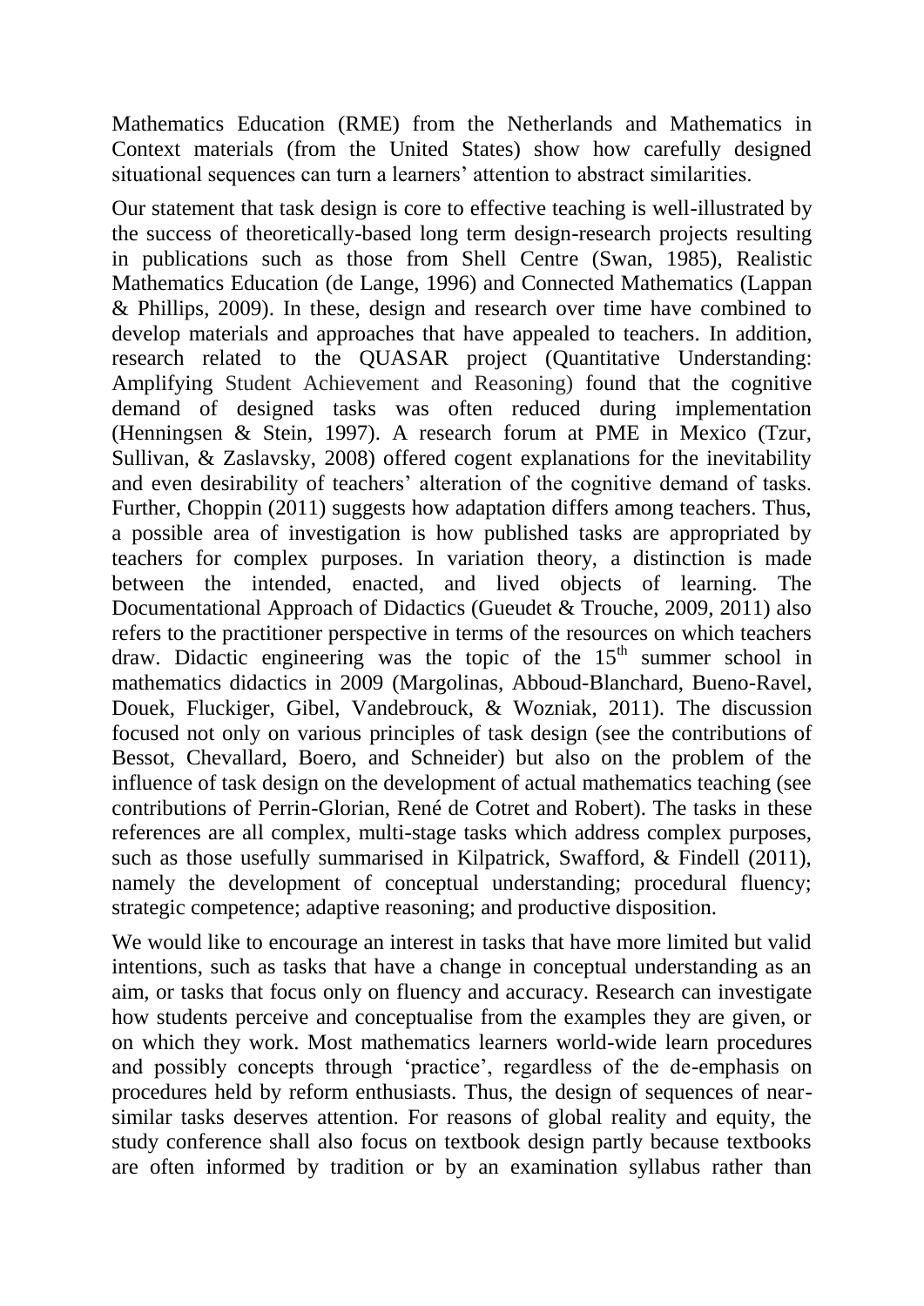Mathematics Education (RME) from the Netherlands and Mathematics in Context materials (from the United States) show how carefully designed situational sequences can turn a learners' attention to abstract similarities.

Our statement that task design is core to effective teaching is well-illustrated by the success of theoretically-based long term design-research projects resulting in publications such as those from Shell Centre (Swan, 1985), Realistic Mathematics Education (de Lange, 1996) and Connected Mathematics (Lappan & Phillips, 2009). In these, design and research over time have combined to develop materials and approaches that have appealed to teachers. In addition, research related to the QUASAR project (Quantitative Understanding: Amplifying Student Achievement and Reasoning) found that the cognitive demand of designed tasks was often reduced during implementation (Henningsen & Stein, 1997). A research forum at PME in Mexico (Tzur, Sullivan, & Zaslavsky, 2008) offered cogent explanations for the inevitability and even desirability of teachers' alteration of the cognitive demand of tasks. Further, Choppin (2011) suggests how adaptation differs among teachers. Thus, a possible area of investigation is how published tasks are appropriated by teachers for complex purposes. In variation theory, a distinction is made between the intended, enacted, and lived objects of learning. The Documentational Approach of Didactics (Gueudet & Trouche, 2009, 2011) also refers to the practitioner perspective in terms of the resources on which teachers draw. Didactic engineering was the topic of the 15th summer school in mathematics didactics in 2009 (Margolinas, Abboud-Blanchard, Bueno-Ravel, Douek, Fluckiger, Gibel, Vandebrouck, & Wozniak, 2011). The discussion focused not only on various principles of task design (see the contributions of Bessot, Chevallard, Boero, and Schneider) but also on the problem of the influence of task design on the development of actual mathematics teaching (see contributions of Perrin-Glorian, René de Cotret and Robert). The tasks in these references are all complex, multi-stage tasks which address complex purposes, such as those usefully summarised in Kilpatrick, Swafford, & Findell (2011), namely the development of conceptual understanding; procedural fluency; strategic competence; adaptive reasoning; and productive disposition.

We would like to encourage an interest in tasks that have more limited but valid intentions, such as tasks that have a change in conceptual understanding as an aim, or tasks that focus only on fluency and accuracy. Research can investigate how students perceive and conceptualise from the examples they are given, or on which they work. Most mathematics learners world-wide learn procedures and possibly concepts through 'practice', regardless of the de-emphasis on procedures held by reform enthusiasts. Thus, the design of sequences of near-similar tasks deserves attention. For reasons of global reality and equity, the study conference shall also focus on textbook design partly because textbooks are often informed by tradition or by an examination syllabus rather than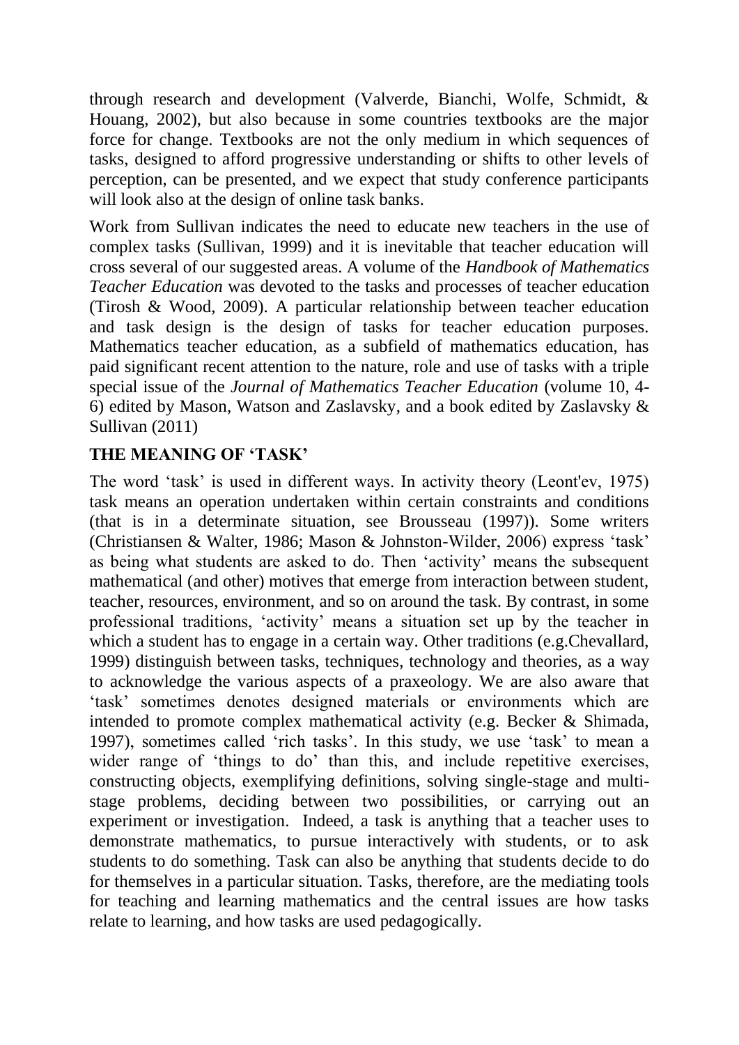through research and development (Valverde, Bianchi, Wolfe, Schmidt, & Houang, 2002), but also because in some countries textbooks are the major force for change. Textbooks are not the only medium in which sequences of tasks, designed to afford progressive understanding or shifts to other levels of perception, can be presented, and we expect that study conference participants will look also at the design of online task banks.

Work from Sullivan indicates the need to educate new teachers in the use of complex tasks (Sullivan, 1999) and it is inevitable that teacher education will cross several of our suggested areas. A volume of the *Handbook of Mathematics Teacher Education* was devoted to the tasks and processes of teacher education (Tirosh & Wood, 2009). A particular relationship between teacher education and task design is the design of tasks for teacher education purposes. Mathematics teacher education, as a subfield of mathematics education, has paid significant recent attention to the nature, role and use of tasks with a triple special issue of the *Journal of Mathematics Teacher Education* (volume 10, 4-6) edited by Mason, Watson and Zaslavsky, and a book edited by Zaslavsky & Sullivan (2011)

## THE MEANING OF 'TASK'

The word 'task' is used in different ways. In activity theory (Leont'ev, 1975) task means an operation undertaken within certain constraints and conditions (that is in a determinate situation, see Brousseau (1997)). Some writers (Christiansen & Walter, 1986; Mason & Johnston-Wilder, 2006) express 'task' as being what students are asked to do. Then 'activity' means the subsequent mathematical (and other) motives that emerge from interaction between student, teacher, resources, environment, and so on around the task. By contrast, in some professional traditions, 'activity' means a situation set up by the teacher in which a student has to engage in a certain way. Other traditions (e.g.Chevallard, 1999) distinguish between tasks, techniques, technology and theories, as a way to acknowledge the various aspects of a praxeology. We are also aware that 'task' sometimes denotes designed materials or environments which are intended to promote complex mathematical activity (e.g. Becker & Shimada, 1997), sometimes called 'rich tasks'. In this study, we use 'task' to mean a wider range of 'things to do' than this, and include repetitive exercises, constructing objects, exemplifying definitions, solving single-stage and multi-stage problems, deciding between two possibilities, or carrying out an experiment or investigation. Indeed, a task is anything that a teacher uses to demonstrate mathematics, to pursue interactively with students, or to ask students to do something. Task can also be anything that students decide to do for themselves in a particular situation. Tasks, therefore, are the mediating tools for teaching and learning mathematics and the central issues are how tasks relate to learning, and how tasks are used pedagogically.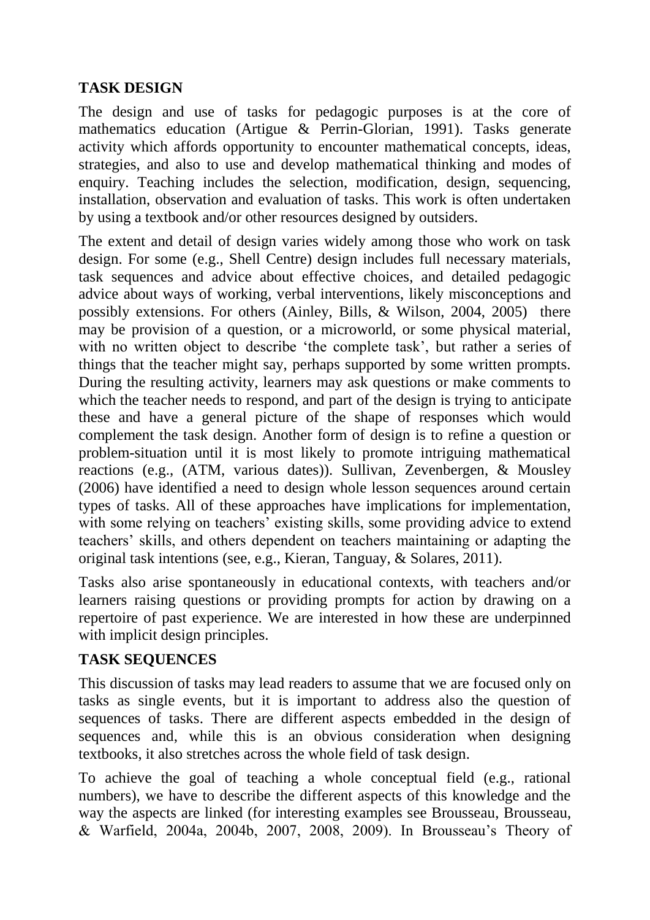## TASK DESIGN

The design and use of tasks for pedagogic purposes is at the core of mathematics education (Artigue & Perrin-Glorian, 1991). Tasks generate activity which affords opportunity to encounter mathematical concepts, ideas, strategies, and also to use and develop mathematical thinking and modes of enquiry. Teaching includes the selection, modification, design, sequencing, installation, observation and evaluation of tasks. This work is often undertaken by using a textbook and/or other resources designed by outsiders.

The extent and detail of design varies widely among those who work on task design. For some (e.g., Shell Centre) design includes full necessary materials, task sequences and advice about effective choices, and detailed pedagogic advice about ways of working, verbal interventions, likely misconceptions and possibly extensions. For others (Ainley, Bills, & Wilson, 2004, 2005) there may be provision of a question, or a microworld, or some physical material, with no written object to describe 'the complete task', but rather a series of things that the teacher might say, perhaps supported by some written prompts. During the resulting activity, learners may ask questions or make comments to which the teacher needs to respond, and part of the design is trying to anticipate these and have a general picture of the shape of responses which would complement the task design. Another form of design is to refine a question or problem-situation until it is most likely to promote intriguing mathematical reactions (e.g., (ATM, various dates)). Sullivan, Zevenbergen, & Mousley (2006) have identified a need to design whole lesson sequences around certain types of tasks. All of these approaches have implications for implementation, with some relying on teachers' existing skills, some providing advice to extend teachers' skills, and others dependent on teachers maintaining or adapting the original task intentions (see, e.g., Kieran, Tanguay, & Solares, 2011).

Tasks also arise spontaneously in educational contexts, with teachers and/or learners raising questions or providing prompts for action by drawing on a repertoire of past experience. We are interested in how these are underpinned with implicit design principles.

## TASK SEQUENCES

This discussion of tasks may lead readers to assume that we are focused only on tasks as single events, but it is important to address also the question of sequences of tasks. There are different aspects embedded in the design of sequences and, while this is an obvious consideration when designing textbooks, it also stretches across the whole field of task design.

To achieve the goal of teaching a whole conceptual field (e.g., rational numbers), we have to describe the different aspects of this knowledge and the way the aspects are linked (for interesting examples see Brousseau, Brousseau, & Warfield, 2004a, 2004b, 2007, 2008, 2009). In Brousseau's Theory of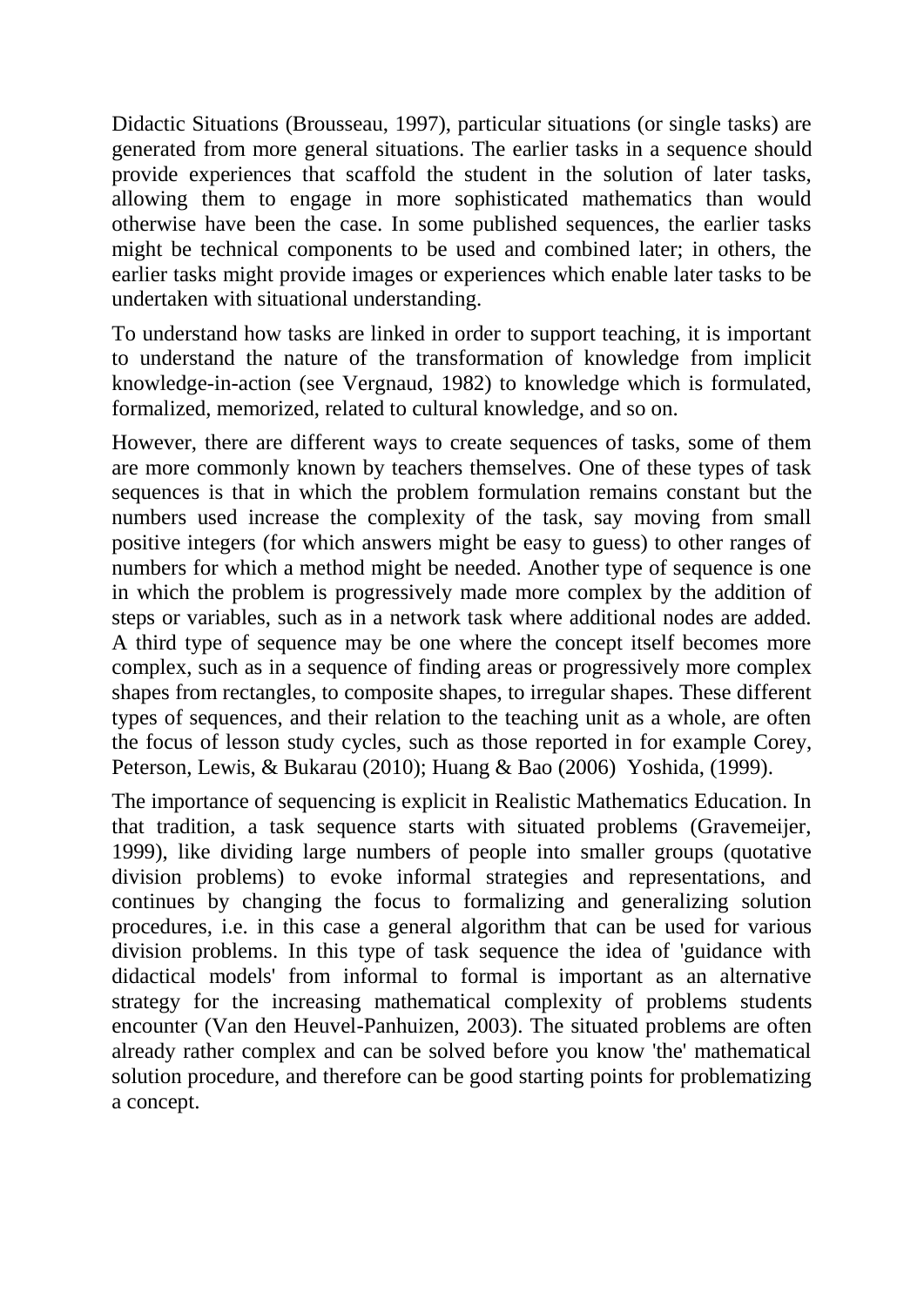Didactic Situations (Brousseau, 1997), particular situations (or single tasks) are generated from more general situations. The earlier tasks in a sequence should provide experiences that scaffold the student in the solution of later tasks, allowing them to engage in more sophisticated mathematics than would otherwise have been the case. In some published sequences, the earlier tasks might be technical components to be used and combined later; in others, the earlier tasks might provide images or experiences which enable later tasks to be undertaken with situational understanding.

To understand how tasks are linked in order to support teaching, it is important to understand the nature of the transformation of knowledge from implicit knowledge-in-action (see Vergnaud, 1982) to knowledge which is formulated, formalized, memorized, related to cultural knowledge, and so on.

However, there are different ways to create sequences of tasks, some of them are more commonly known by teachers themselves. One of these types of task sequences is that in which the problem formulation remains constant but the numbers used increase the complexity of the task, say moving from small positive integers (for which answers might be easy to guess) to other ranges of numbers for which a method might be needed. Another type of sequence is one in which the problem is progressively made more complex by the addition of steps or variables, such as in a network task where additional nodes are added. A third type of sequence may be one where the concept itself becomes more complex, such as in a sequence of finding areas or progressively more complex shapes from rectangles, to composite shapes, to irregular shapes. These different types of sequences, and their relation to the teaching unit as a whole, are often the focus of lesson study cycles, such as those reported in for example Corey, Peterson, Lewis, & Bukarau (2010); Huang & Bao (2006) Yoshida, (1999).

The importance of sequencing is explicit in Realistic Mathematics Education. In that tradition, a task sequence starts with situated problems (Gravemeijer, 1999), like dividing large numbers of people into smaller groups (quotative division problems) to evoke informal strategies and representations, and continues by changing the focus to formalizing and generalizing solution procedures, i.e. in this case a general algorithm that can be used for various division problems. In this type of task sequence the idea of 'guidance with didactical models' from informal to formal is important as an alternative strategy for the increasing mathematical complexity of problems students encounter (Van den Heuvel-Panhuizen, 2003). The situated problems are often already rather complex and can be solved before you know 'the' mathematical solution procedure, and therefore can be good starting points for problematizing a concept.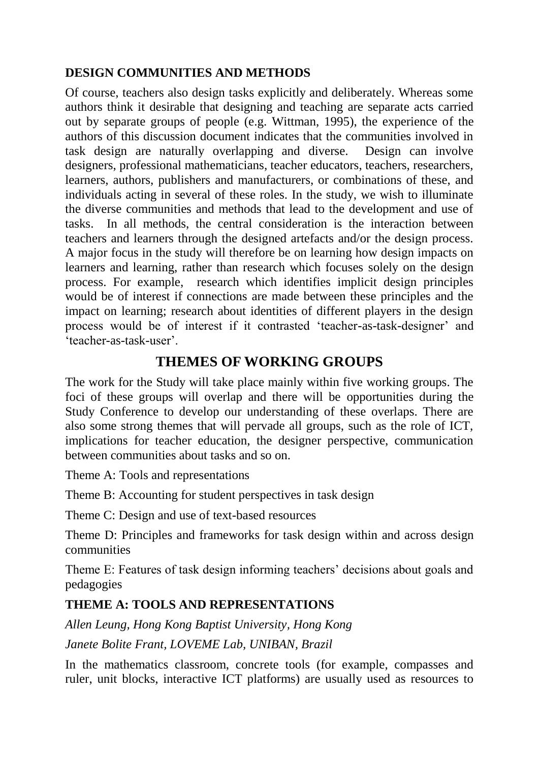## DESIGN COMMUNITIES AND METHODS

Of course, teachers also design tasks explicitly and deliberately. Whereas some authors think it desirable that designing and teaching are separate acts carried out by separate groups of people (e.g. Wittman, 1995), the experience of the authors of this discussion document indicates that the communities involved in task design are naturally overlapping and diverse. Design can involve designers, professional mathematicians, teacher educators, teachers, researchers, learners, authors, publishers and manufacturers, or combinations of these, and individuals acting in several of these roles. In the study, we wish to illuminate the diverse communities and methods that lead to the development and use of tasks. In all methods, the central consideration is the interaction between teachers and learners through the designed artefacts and/or the design process. A major focus in the study will therefore be on learning how design impacts on learners and learning, rather than research which focuses solely on the design process. For example, research which identifies implicit design principles would be of interest if connections are made between these principles and the impact on learning; research about identities of different players in the design process would be of interest if it contrasted 'teacher-as-task-designer' and 'teacher-as-task-user'.

# THEMES OF WORKING GROUPS

The work for the Study will take place mainly within five working groups. The foci of these groups will overlap and there will be opportunities during the Study Conference to develop our understanding of these overlaps. There are also some strong themes that will pervade all groups, such as the role of ICT, implications for teacher education, the designer perspective, communication between communities about tasks and so on.

Theme A: Tools and representations

Theme B: Accounting for student perspectives in task design

Theme C: Design and use of text-based resources

Theme D: Principles and frameworks for task design within and across design communities

Theme E: Features of task design informing teachers' decisions about goals and pedagogies

## THEME A: TOOLS AND REPRESENTATIONS

*Allen Leung, Hong Kong Baptist University, Hong Kong*

*Janete Bolite Frant, LOVEME Lab, UNIBAN, Brazil*

In the mathematics classroom, concrete tools (for example, compasses and ruler, unit blocks, interactive ICT platforms) are usually used as resources to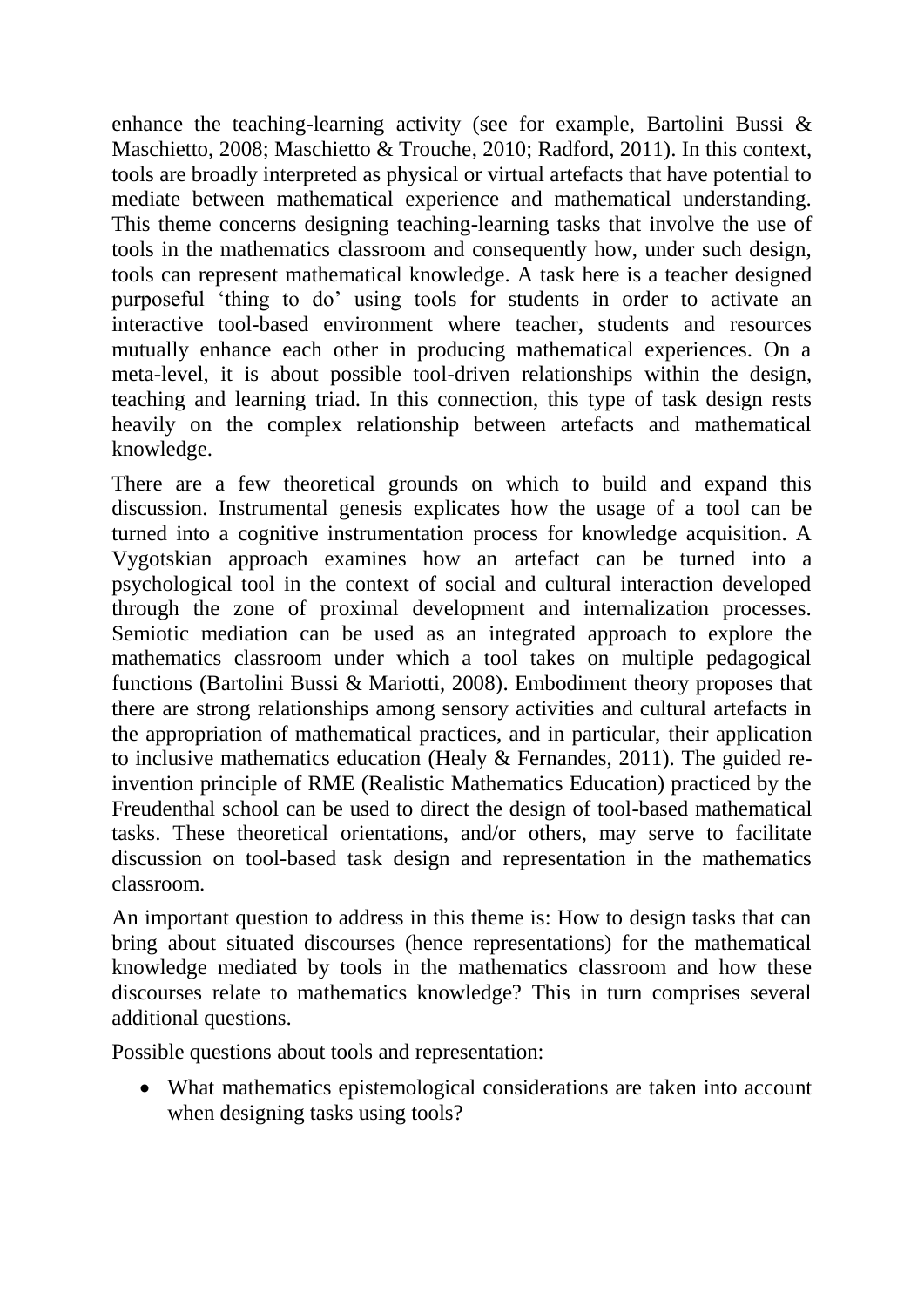enhance the teaching-learning activity (see for example, Bartolini Bussi & Maschietto, 2008; Maschietto & Trouche, 2010; Radford, 2011). In this context, tools are broadly interpreted as physical or virtual artefacts that have potential to mediate between mathematical experience and mathematical understanding. This theme concerns designing teaching-learning tasks that involve the use of tools in the mathematics classroom and consequently how, under such design, tools can represent mathematical knowledge. A task here is a teacher designed purposeful 'thing to do' using tools for students in order to activate an interactive tool-based environment where teacher, students and resources mutually enhance each other in producing mathematical experiences. On a meta-level, it is about possible tool-driven relationships within the design, teaching and learning triad. In this connection, this type of task design rests heavily on the complex relationship between artefacts and mathematical knowledge.

There are a few theoretical grounds on which to build and expand this discussion. Instrumental genesis explicates how the usage of a tool can be turned into a cognitive instrumentation process for knowledge acquisition. A Vygotskian approach examines how an artefact can be turned into a psychological tool in the context of social and cultural interaction developed through the zone of proximal development and internalization processes. Semiotic mediation can be used as an integrated approach to explore the mathematics classroom under which a tool takes on multiple pedagogical functions (Bartolini Bussi & Mariotti, 2008). Embodiment theory proposes that there are strong relationships among sensory activities and cultural artefacts in the appropriation of mathematical practices, and in particular, their application to inclusive mathematics education (Healy & Fernandes, 2011). The guided re-invention principle of RME (Realistic Mathematics Education) practiced by the Freudenthal school can be used to direct the design of tool-based mathematical tasks. These theoretical orientations, and/or others, may serve to facilitate discussion on tool-based task design and representation in the mathematics classroom.

An important question to address in this theme is: How to design tasks that can bring about situated discourses (hence representations) for the mathematical knowledge mediated by tools in the mathematics classroom and how these discourses relate to mathematics knowledge? This in turn comprises several additional questions.

Possible questions about tools and representation:

- What mathematics epistemological considerations are taken into account when designing tasks using tools?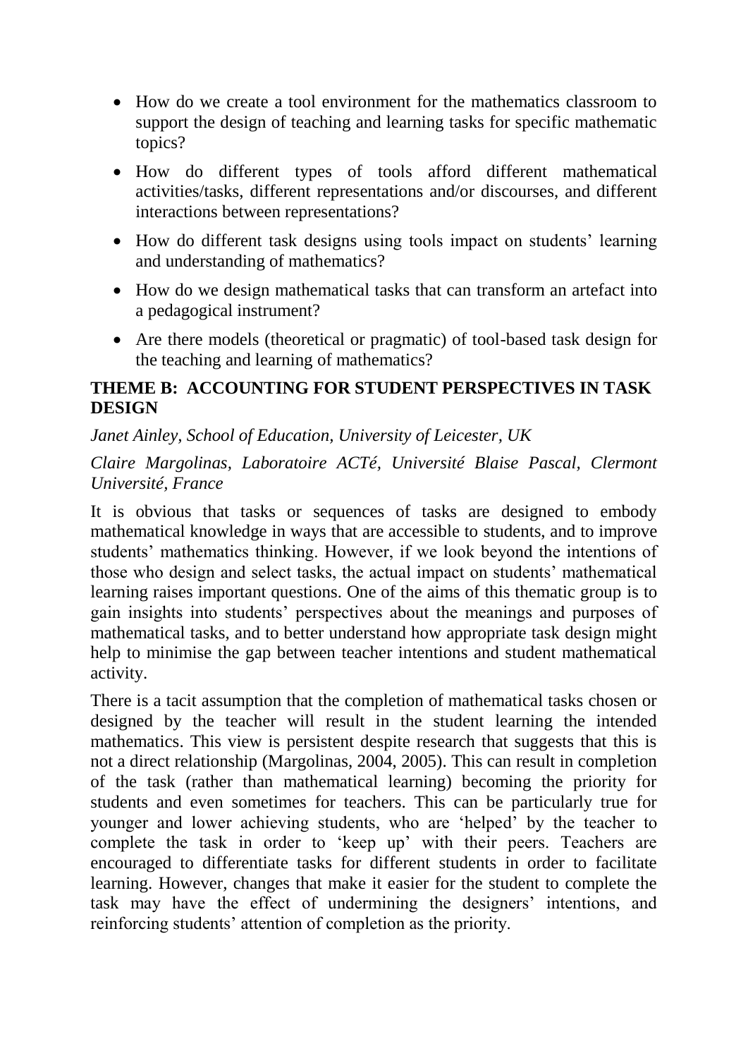- How do we create a tool environment for the mathematics classroom to support the design of teaching and learning tasks for specific mathematic topics?
- How do different types of tools afford different mathematical activities/tasks, different representations and/or discourses, and different interactions between representations?
- How do different task designs using tools impact on students' learning and understanding of mathematics?
- How do we design mathematical tasks that can transform an artefact into a pedagogical instrument?
- Are there models (theoretical or pragmatic) of tool-based task design for the teaching and learning of mathematics?

## THEME B: ACCOUNTING FOR STUDENT PERSPECTIVES IN TASK DESIGN

*Janet Ainley, School of Education, University of Leicester, UK*

*Claire Margolinas, Laboratoire ACTé, Université Blaise Pascal, Clermont Université, France*

It is obvious that tasks or sequences of tasks are designed to embody mathematical knowledge in ways that are accessible to students, and to improve students' mathematics thinking. However, if we look beyond the intentions of those who design and select tasks, the actual impact on students' mathematical learning raises important questions. One of the aims of this thematic group is to gain insights into students' perspectives about the meanings and purposes of mathematical tasks, and to better understand how appropriate task design might help to minimise the gap between teacher intentions and student mathematical activity.

There is a tacit assumption that the completion of mathematical tasks chosen or designed by the teacher will result in the student learning the intended mathematics. This view is persistent despite research that suggests that this is not a direct relationship (Margolinas, 2004, 2005). This can result in completion of the task (rather than mathematical learning) becoming the priority for students and even sometimes for teachers. This can be particularly true for younger and lower achieving students, who are 'helped' by the teacher to complete the task in order to 'keep up' with their peers. Teachers are encouraged to differentiate tasks for different students in order to facilitate learning. However, changes that make it easier for the student to complete the task may have the effect of undermining the designers' intentions, and reinforcing students' attention of completion as the priority.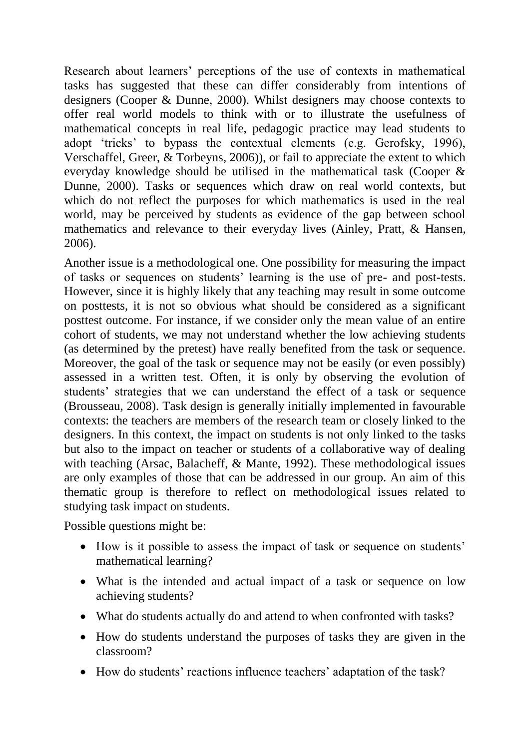Research about learners' perceptions of the use of contexts in mathematical tasks has suggested that these can differ considerably from intentions of designers (Cooper & Dunne, 2000). Whilst designers may choose contexts to offer real world models to think with or to illustrate the usefulness of mathematical concepts in real life, pedagogic practice may lead students to adopt 'tricks' to bypass the contextual elements (e.g. Gerofsky, 1996), Verschaffel, Greer, & Torbeyns, 2006)), or fail to appreciate the extent to which everyday knowledge should be utilised in the mathematical task (Cooper & Dunne, 2000). Tasks or sequences which draw on real world contexts, but which do not reflect the purposes for which mathematics is used in the real world, may be perceived by students as evidence of the gap between school mathematics and relevance to their everyday lives (Ainley, Pratt, & Hansen, 2006).

Another issue is a methodological one. One possibility for measuring the impact of tasks or sequences on students' learning is the use of pre- and post-tests. However, since it is highly likely that any teaching may result in some outcome on posttests, it is not so obvious what should be considered as a significant posttest outcome. For instance, if we consider only the mean value of an entire cohort of students, we may not understand whether the low achieving students (as determined by the pretest) have really benefited from the task or sequence. Moreover, the goal of the task or sequence may not be easily (or even possibly) assessed in a written test. Often, it is only by observing the evolution of students' strategies that we can understand the effect of a task or sequence (Brousseau, 2008). Task design is generally initially implemented in favourable contexts: the teachers are members of the research team or closely linked to the designers. In this context, the impact on students is not only linked to the tasks but also to the impact on teacher or students of a collaborative way of dealing with teaching (Arsac, Balacheff, & Mante, 1992). These methodological issues are only examples of those that can be addressed in our group. An aim of this thematic group is therefore to reflect on methodological issues related to studying task impact on students.

Possible questions might be:

- How is it possible to assess the impact of task or sequence on students' mathematical learning?
- What is the intended and actual impact of a task or sequence on low achieving students?
- What do students actually do and attend to when confronted with tasks?
- How do students understand the purposes of tasks they are given in the classroom?
- How do students' reactions influence teachers' adaptation of the task?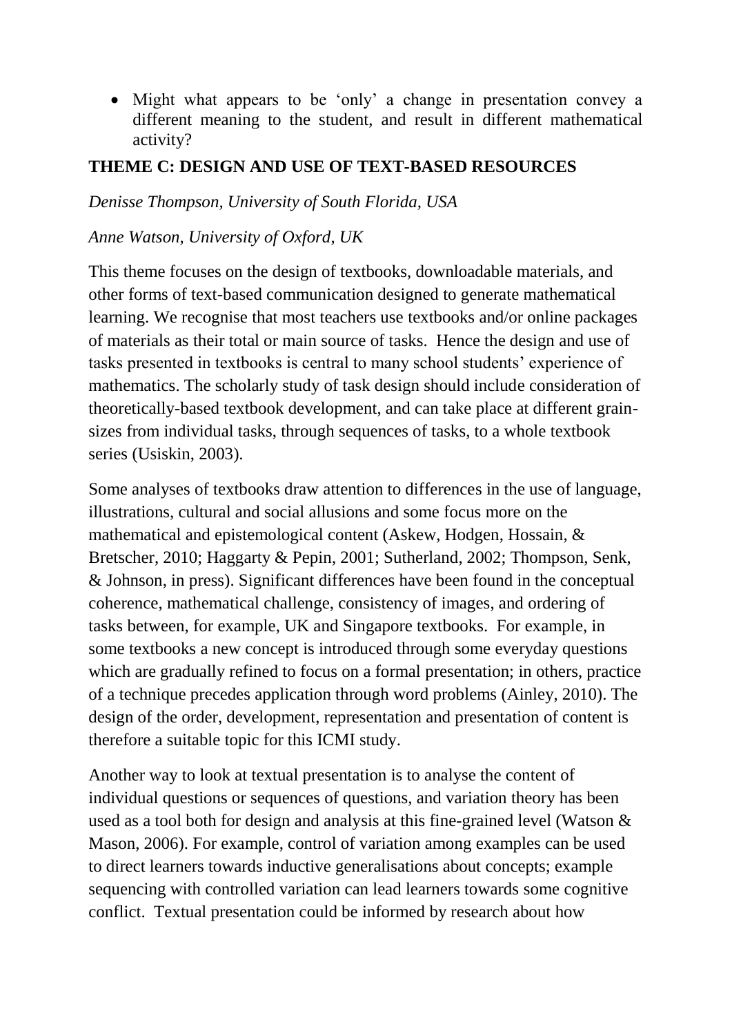- Might what appears to be 'only' a change in presentation convey a different meaning to the student, and result in different mathematical activity?

## THEME C: DESIGN AND USE OF TEXT-BASED RESOURCES

*Denisse Thompson, University of South Florida, USA*

*Anne Watson, University of Oxford, UK*

This theme focuses on the design of textbooks, downloadable materials, and other forms of text-based communication designed to generate mathematical learning. We recognise that most teachers use textbooks and/or online packages of materials as their total or main source of tasks. Hence the design and use of tasks presented in textbooks is central to many school students' experience of mathematics. The scholarly study of task design should include consideration of theoretically-based textbook development, and can take place at different grain-sizes from individual tasks, through sequences of tasks, to a whole textbook series (Usiskin, 2003).

Some analyses of textbooks draw attention to differences in the use of language, illustrations, cultural and social allusions and some focus more on the mathematical and epistemological content (Askew, Hodgen, Hossain, & Bretscher, 2010; Haggarty & Pepin, 2001; Sutherland, 2002; Thompson, Senk, & Johnson, in press). Significant differences have been found in the conceptual coherence, mathematical challenge, consistency of images, and ordering of tasks between, for example, UK and Singapore textbooks. For example, in some textbooks a new concept is introduced through some everyday questions which are gradually refined to focus on a formal presentation; in others, practice of a technique precedes application through word problems (Ainley, 2010). The design of the order, development, representation and presentation of content is therefore a suitable topic for this ICMI study.

Another way to look at textual presentation is to analyse the content of individual questions or sequences of questions, and variation theory has been used as a tool both for design and analysis at this fine-grained level (Watson & Mason, 2006). For example, control of variation among examples can be used to direct learners towards inductive generalisations about concepts; example sequencing with controlled variation can lead learners towards some cognitive conflict. Textual presentation could be informed by research about how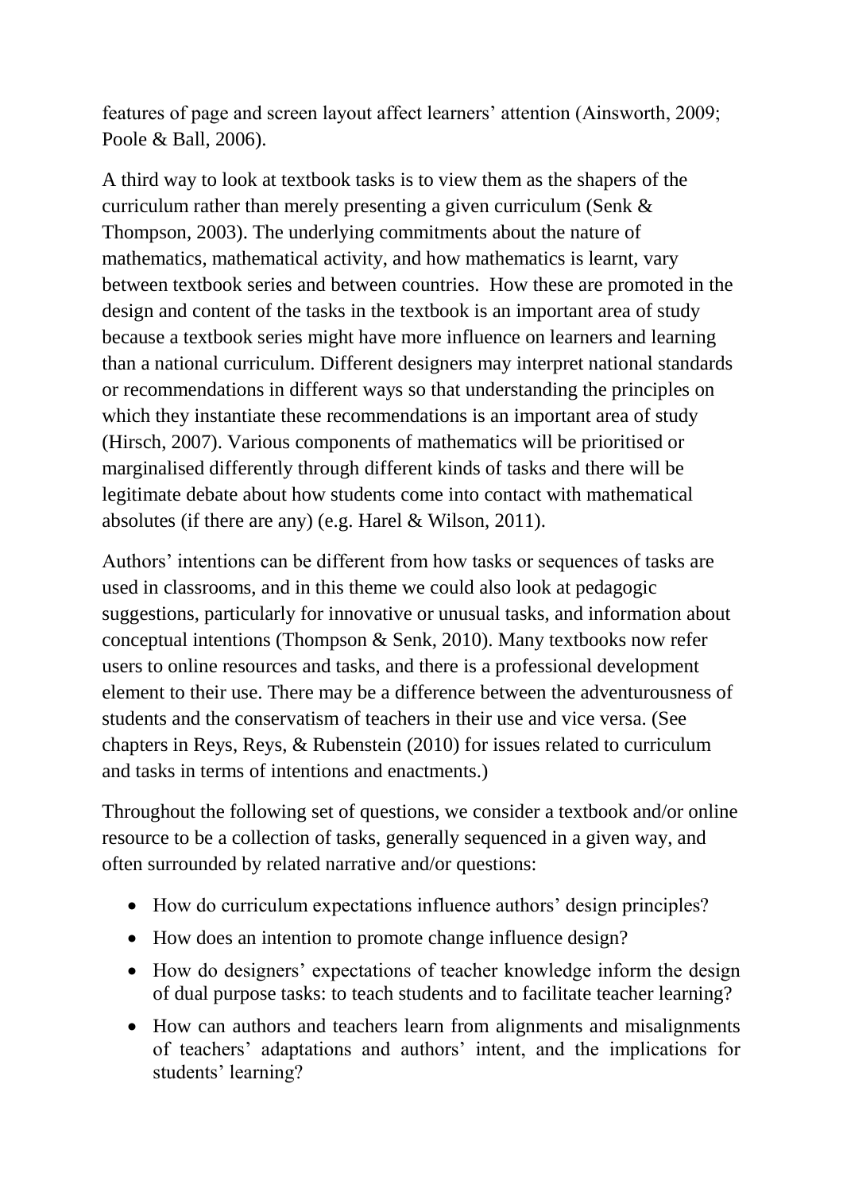features of page and screen layout affect learners' attention (Ainsworth, 2009; Poole & Ball, 2006).

A third way to look at textbook tasks is to view them as the shapers of the curriculum rather than merely presenting a given curriculum (Senk & Thompson, 2003). The underlying commitments about the nature of mathematics, mathematical activity, and how mathematics is learnt, vary between textbook series and between countries. How these are promoted in the design and content of the tasks in the textbook is an important area of study because a textbook series might have more influence on learners and learning than a national curriculum. Different designers may interpret national standards or recommendations in different ways so that understanding the principles on which they instantiate these recommendations is an important area of study (Hirsch, 2007). Various components of mathematics will be prioritised or marginalised differently through different kinds of tasks and there will be legitimate debate about how students come into contact with mathematical absolutes (if there are any) (e.g. Harel & Wilson, 2011).

Authors' intentions can be different from how tasks or sequences of tasks are used in classrooms, and in this theme we could also look at pedagogic suggestions, particularly for innovative or unusual tasks, and information about conceptual intentions (Thompson & Senk, 2010). Many textbooks now refer users to online resources and tasks, and there is a professional development element to their use. There may be a difference between the adventurousness of students and the conservatism of teachers in their use and vice versa. (See chapters in Reys, Reys, & Rubenstein (2010) for issues related to curriculum and tasks in terms of intentions and enactments.)

Throughout the following set of questions, we consider a textbook and/or online resource to be a collection of tasks, generally sequenced in a given way, and often surrounded by related narrative and/or questions:

- How do curriculum expectations influence authors' design principles?
- How does an intention to promote change influence design?
- How do designers' expectations of teacher knowledge inform the design of dual purpose tasks: to teach students and to facilitate teacher learning?
- How can authors and teachers learn from alignments and misalignments of teachers' adaptations and authors' intent, and the implications for students' learning?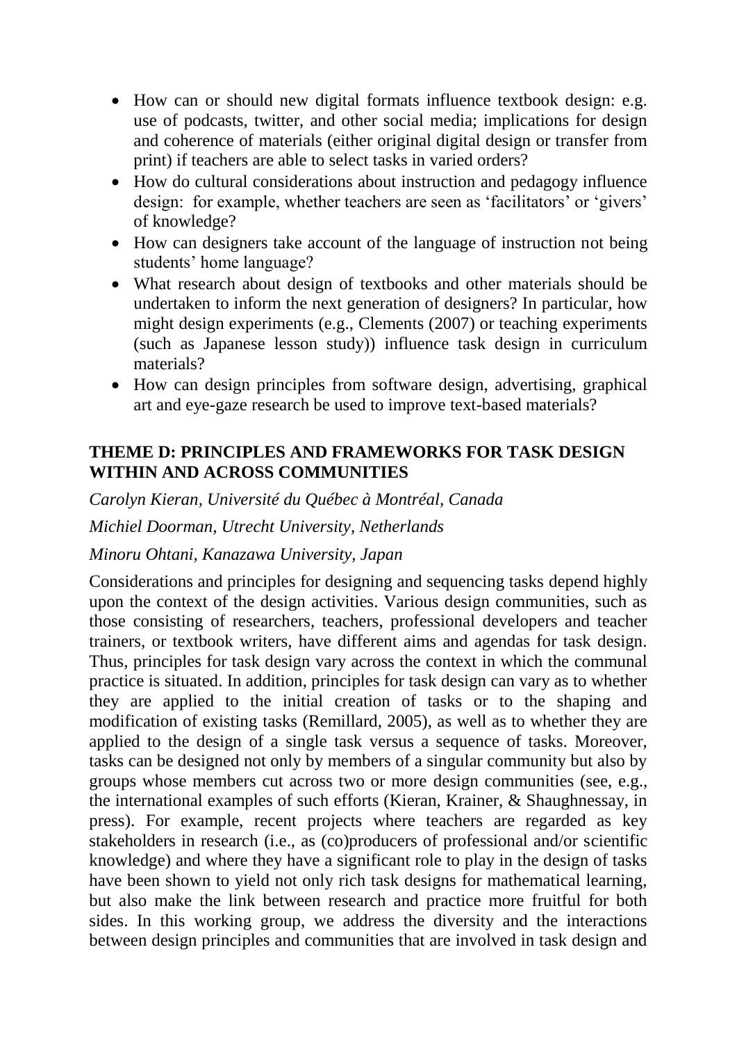- How can or should new digital formats influence textbook design: e.g. use of podcasts, twitter, and other social media; implications for design and coherence of materials (either original digital design or transfer from print) if teachers are able to select tasks in varied orders?
- How do cultural considerations about instruction and pedagogy influence design: for example, whether teachers are seen as 'facilitators' or 'givers' of knowledge?
- How can designers take account of the language of instruction not being students' home language?
- What research about design of textbooks and other materials should be undertaken to inform the next generation of designers? In particular, how might design experiments (e.g., Clements (2007) or teaching experiments (such as Japanese lesson study)) influence task design in curriculum materials?
- How can design principles from software design, advertising, graphical art and eye-gaze research be used to improve text-based materials?

## THEME D: PRINCIPLES AND FRAMEWORKS FOR TASK DESIGN WITHIN AND ACROSS COMMUNITIES

*Carolyn Kieran, Université du Québec à Montréal, Canada*

*Michiel Doorman, Utrecht University, Netherlands*

*Minoru Ohtani, Kanazawa University, Japan*

Considerations and principles for designing and sequencing tasks depend highly upon the context of the design activities. Various design communities, such as those consisting of researchers, teachers, professional developers and teacher trainers, or textbook writers, have different aims and agendas for task design. Thus, principles for task design vary across the context in which the communal practice is situated. In addition, principles for task design can vary as to whether they are applied to the initial creation of tasks or to the shaping and modification of existing tasks (Remillard, 2005), as well as to whether they are applied to the design of a single task versus a sequence of tasks. Moreover, tasks can be designed not only by members of a singular community but also by groups whose members cut across two or more design communities (see, e.g., the international examples of such efforts (Kieran, Krainer, & Shaughnessay, in press). For example, recent projects where teachers are regarded as key stakeholders in research (i.e., as (co)producers of professional and/or scientific knowledge) and where they have a significant role to play in the design of tasks have been shown to yield not only rich task designs for mathematical learning, but also make the link between research and practice more fruitful for both sides. In this working group, we address the diversity and the interactions between design principles and communities that are involved in task design and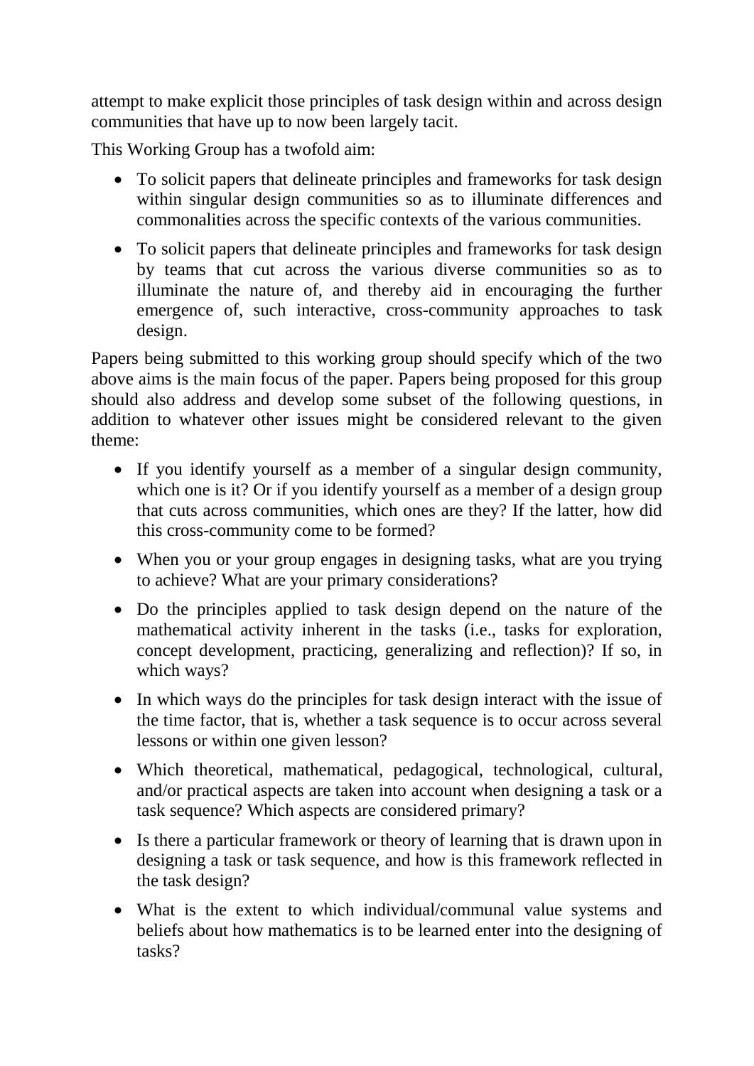attempt to make explicit those principles of task design within and across design communities that have up to now been largely tacit.

This Working Group has a twofold aim:

- To solicit papers that delineate principles and frameworks for task design within singular design communities so as to illuminate differences and commonalities across the specific contexts of the various communities.
- To solicit papers that delineate principles and frameworks for task design by teams that cut across the various diverse communities so as to illuminate the nature of, and thereby aid in encouraging the further emergence of, such interactive, cross-community approaches to task design.

Papers being submitted to this working group should specify which of the two above aims is the main focus of the paper. Papers being proposed for this group should also address and develop some subset of the following questions, in addition to whatever other issues might be considered relevant to the given theme:

- If you identify yourself as a member of a singular design community, which one is it? Or if you identify yourself as a member of a design group that cuts across communities, which ones are they? If the latter, how did this cross-community come to be formed?
- When you or your group engages in designing tasks, what are you trying to achieve? What are your primary considerations?
- Do the principles applied to task design depend on the nature of the mathematical activity inherent in the tasks (i.e., tasks for exploration, concept development, practicing, generalizing and reflection)? If so, in which ways?
- In which ways do the principles for task design interact with the issue of the time factor, that is, whether a task sequence is to occur across several lessons or within one given lesson?
- Which theoretical, mathematical, pedagogical, technological, cultural, and/or practical aspects are taken into account when designing a task or a task sequence? Which aspects are considered primary?
- Is there a particular framework or theory of learning that is drawn upon in designing a task or task sequence, and how is this framework reflected in the task design?
- What is the extent to which individual/communal value systems and beliefs about how mathematics is to be learned enter into the designing of tasks?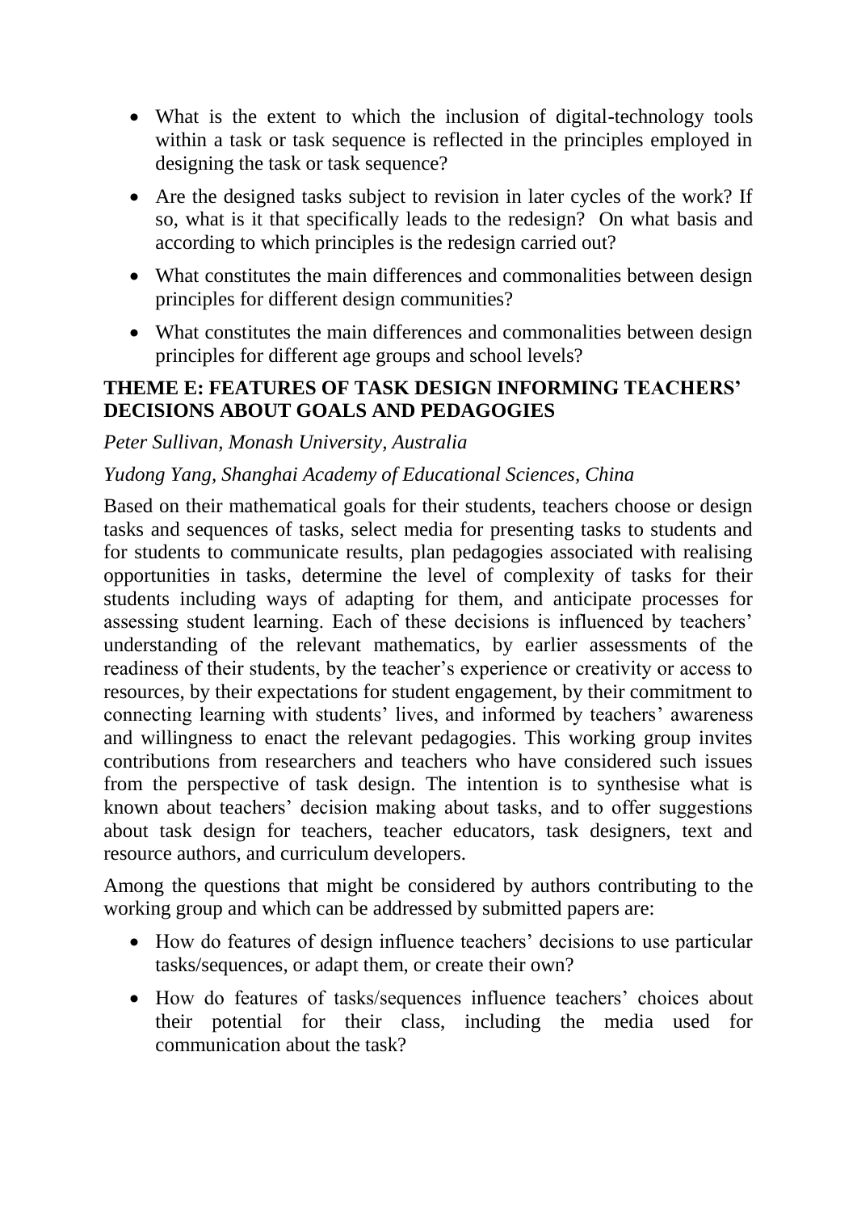- What is the extent to which the inclusion of digital-technology tools within a task or task sequence is reflected in the principles employed in designing the task or task sequence?
- Are the designed tasks subject to revision in later cycles of the work? If so, what is it that specifically leads to the redesign? On what basis and according to which principles is the redesign carried out?
- What constitutes the main differences and commonalities between design principles for different design communities?
- What constitutes the main differences and commonalities between design principles for different age groups and school levels?

## THEME E: FEATURES OF TASK DESIGN INFORMING TEACHERS' DECISIONS ABOUT GOALS AND PEDAGOGIES

*Peter Sullivan, Monash University, Australia*

*Yudong Yang, Shanghai Academy of Educational Sciences, China*

Based on their mathematical goals for their students, teachers choose or design tasks and sequences of tasks, select media for presenting tasks to students and for students to communicate results, plan pedagogies associated with realising opportunities in tasks, determine the level of complexity of tasks for their students including ways of adapting for them, and anticipate processes for assessing student learning. Each of these decisions is influenced by teachers' understanding of the relevant mathematics, by earlier assessments of the readiness of their students, by the teacher's experience or creativity or access to resources, by their expectations for student engagement, by their commitment to connecting learning with students' lives, and informed by teachers' awareness and willingness to enact the relevant pedagogies. This working group invites contributions from researchers and teachers who have considered such issues from the perspective of task design. The intention is to synthesise what is known about teachers' decision making about tasks, and to offer suggestions about task design for teachers, teacher educators, task designers, text and resource authors, and curriculum developers.

Among the questions that might be considered by authors contributing to the working group and which can be addressed by submitted papers are:

- How do features of design influence teachers' decisions to use particular tasks/sequences, or adapt them, or create their own?
- How do features of tasks/sequences influence teachers' choices about their potential for their class, including the media used for communication about the task?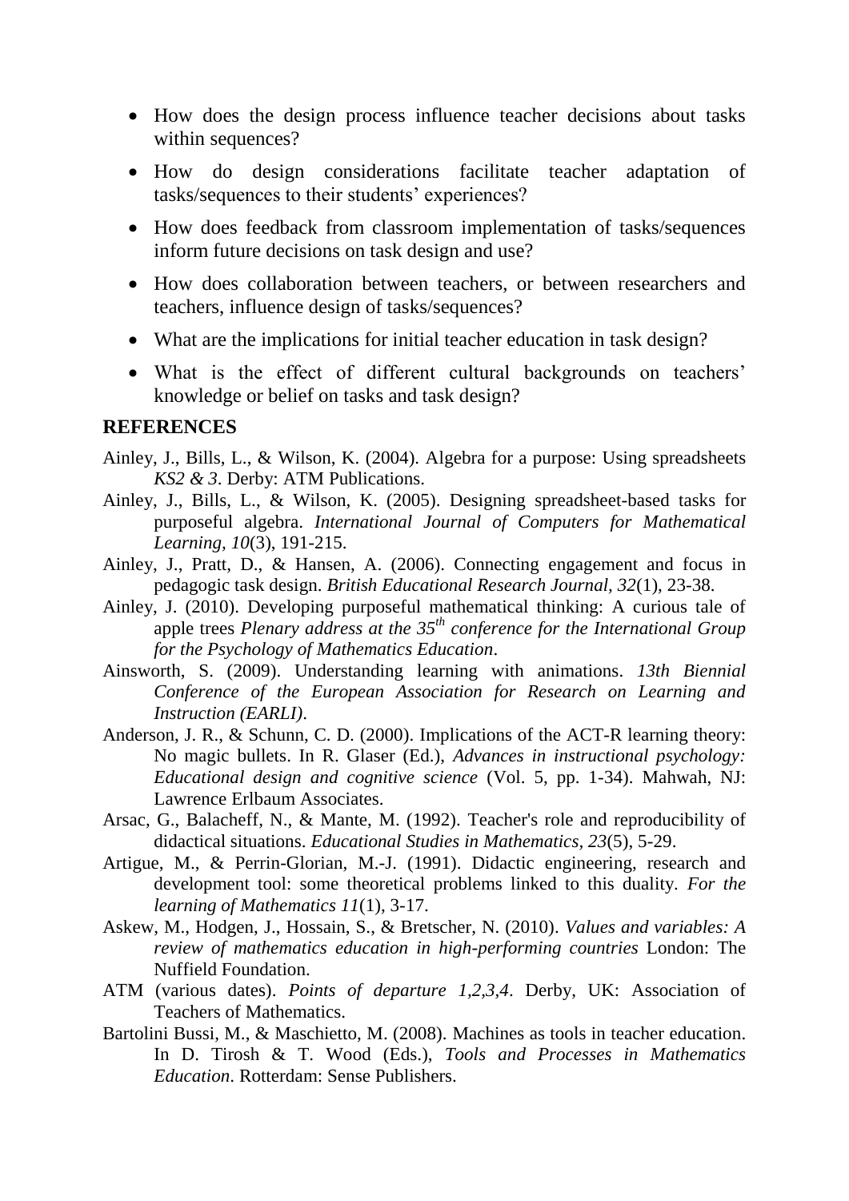- How does the design process influence teacher decisions about tasks within sequences?
- How do design considerations facilitate teacher adaptation of tasks/sequences to their students' experiences?
- How does feedback from classroom implementation of tasks/sequences inform future decisions on task design and use?
- How does collaboration between teachers, or between researchers and teachers, influence design of tasks/sequences?
- What are the implications for initial teacher education in task design?
- What is the effect of different cultural backgrounds on teachers' knowledge or belief on tasks and task design?

## REFERENCES

Ainley, J., Bills, L., & Wilson, K. (2004). Algebra for a purpose: Using spreadsheets *KS2 & 3*. Derby: ATM Publications.

Ainley, J., Bills, L., & Wilson, K. (2005). Designing spreadsheet-based tasks for purposeful algebra. *International Journal of Computers for Mathematical Learning, 10*(3), 191-215.

Ainley, J., Pratt, D., & Hansen, A. (2006). Connecting engagement and focus in pedagogic task design. *British Educational Research Journal, 32*(1), 23-38.

Ainley, J. (2010). Developing purposeful mathematical thinking: A curious tale of apple trees *Plenary address at the 35th conference for the International Group for the Psychology of Mathematics Education*.

Ainsworth, S. (2009). Understanding learning with animations. *13th Biennial Conference of the European Association for Research on Learning and Instruction (EARLI)*.

Anderson, J. R., & Schunn, C. D. (2000). Implications of the ACT-R learning theory: No magic bullets. In R. Glaser (Ed.), *Advances in instructional psychology: Educational design and cognitive science* (Vol. 5, pp. 1-34). Mahwah, NJ: Lawrence Erlbaum Associates.

Arsac, G., Balacheff, N., & Mante, M. (1992). Teacher's role and reproducibility of didactical situations. *Educational Studies in Mathematics, 23*(5), 5-29.

Artigue, M., & Perrin-Glorian, M.-J. (1991). Didactic engineering, research and development tool: some theoretical problems linked to this duality. *For the learning of Mathematics 11*(1), 3-17.

Askew, M., Hodgen, J., Hossain, S., & Bretscher, N. (2010). *Values and variables: A review of mathematics education in high-performing countries* London: The Nuffield Foundation.

ATM (various dates). *Points of departure 1,2,3,4*. Derby, UK: Association of Teachers of Mathematics.

Bartolini Bussi, M., & Maschietto, M. (2008). Machines as tools in teacher education. In D. Tirosh & T. Wood (Eds.), *Tools and Processes in Mathematics Education*. Rotterdam: Sense Publishers.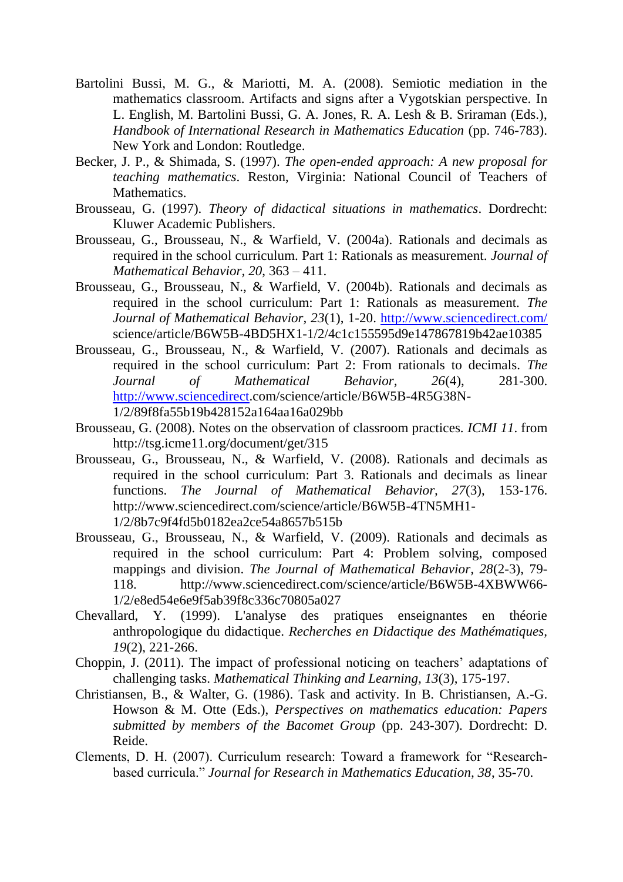Bartolini Bussi, M. G., & Mariotti, M. A. (2008). Semiotic mediation in the mathematics classroom. Artifacts and signs after a Vygotskian perspective. In L. English, M. Bartolini Bussi, G. A. Jones, R. A. Lesh & B. Sriraman (Eds.), *Handbook of International Research in Mathematics Education* (pp. 746-783). New York and London: Routledge.

Becker, J. P., & Shimada, S. (1997). *The open-ended approach: A new proposal for teaching mathematics*. Reston, Virginia: National Council of Teachers of Mathematics.

Brousseau, G. (1997). *Theory of didactical situations in mathematics*. Dordrecht: Kluwer Academic Publishers.

Brousseau, G., Brousseau, N., & Warfield, V. (2004a). Rationals and decimals as required in the school curriculum. Part 1: Rationals as measurement. *Journal of Mathematical Behavior, 20*, 363 – 411.

Brousseau, G., Brousseau, N., & Warfield, V. (2004b). Rationals and decimals as required in the school curriculum: Part 1: Rationals as measurement. *The Journal of Mathematical Behavior, 23*(1), 1-20. http://www.sciencedirect.com/science/article/B6W5B-4BD5HX1-1/2/4c1c155595d9e147867819b42ae10385

Brousseau, G., Brousseau, N., & Warfield, V. (2007). Rationals and decimals as required in the school curriculum: Part 2: From rationals to decimals. *The Journal of Mathematical Behavior, 26*(4), 281-300. http://www.sciencedirect.com/science/article/B6W5B-4R5G38N-1/2/89f8fa55b19b428152a164aa16a029bb

Brousseau, G. (2008). Notes on the observation of classroom practices. *ICMI 11*. from http://tsg.icme11.org/document/get/315

Brousseau, G., Brousseau, N., & Warfield, V. (2008). Rationals and decimals as required in the school curriculum: Part 3. Rationals and decimals as linear functions. *The Journal of Mathematical Behavior, 27*(3), 153-176. http://www.sciencedirect.com/science/article/B6W5B-4TN5MH1-1/2/8b7c9f4fd5b0182ea2ce54a8657b515b

Brousseau, G., Brousseau, N., & Warfield, V. (2009). Rationals and decimals as required in the school curriculum: Part 4: Problem solving, composed mappings and division. *The Journal of Mathematical Behavior, 28*(2-3), 79-118. http://www.sciencedirect.com/science/article/B6W5B-4XBWW66-1/2/e8ed54e6e9f5ab39f8c336c70805a027

Chevallard, Y. (1999). L'analyse des pratiques enseignantes en théorie anthropologique du didactique. *Recherches en Didactique des Mathématiques, 19*(2), 221-266.

Choppin, J. (2011). The impact of professional noticing on teachers' adaptations of challenging tasks. *Mathematical Thinking and Learning, 13*(3), 175-197.

Christiansen, B., & Walter, G. (1986). Task and activity. In B. Christiansen, A.-G. Howson & M. Otte (Eds.), *Perspectives on mathematics education: Papers submitted by members of the Bacomet Group* (pp. 243-307). Dordrecht: D. Reide.

Clements, D. H. (2007). Curriculum research: Toward a framework for "Research-based curricula." *Journal for Research in Mathematics Education, 38*, 35-70.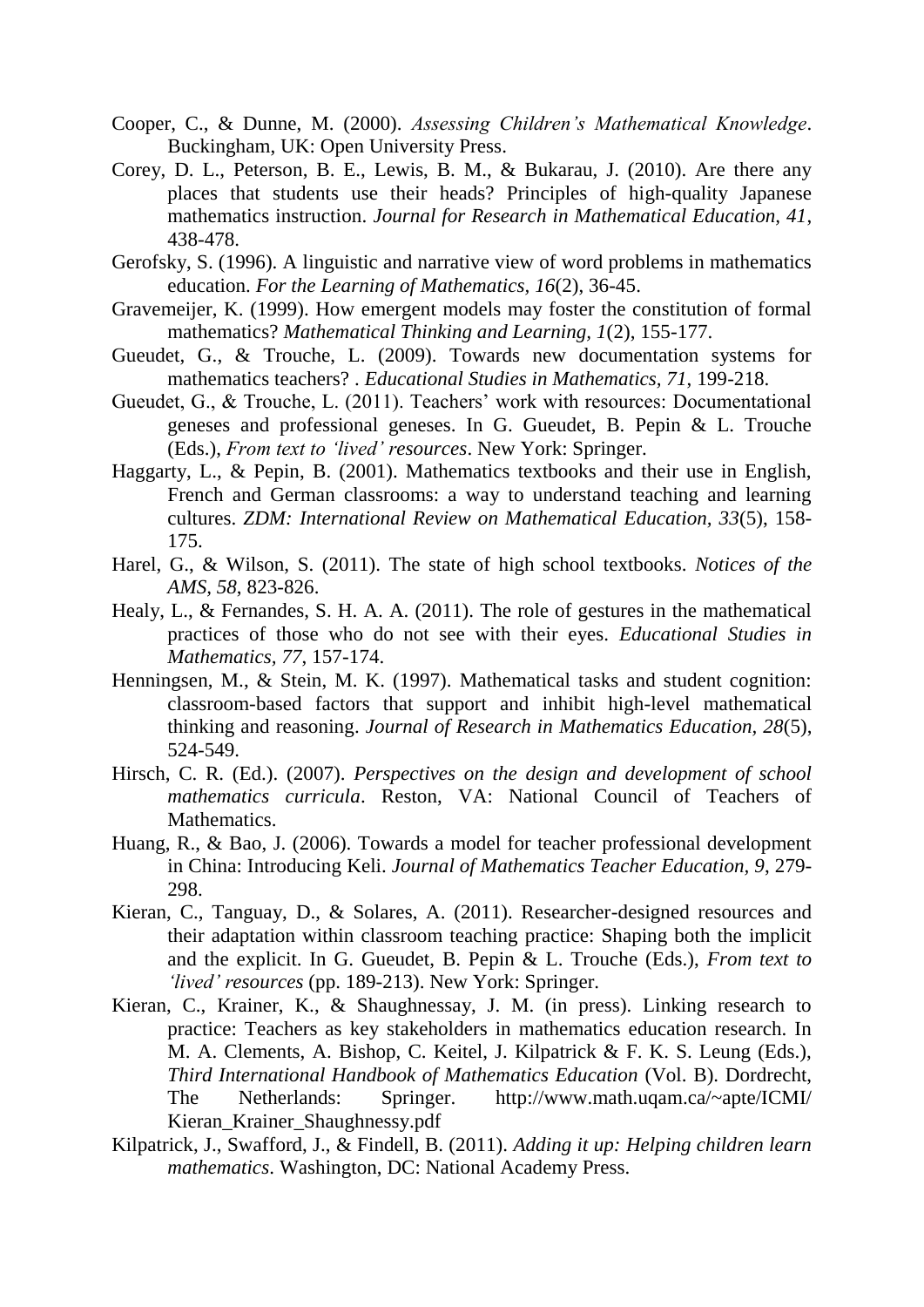Cooper, C., & Dunne, M. (2000). *Assessing Children's Mathematical Knowledge*. Buckingham, UK: Open University Press.

Corey, D. L., Peterson, B. E., Lewis, B. M., & Bukarau, J. (2010). Are there any places that students use their heads? Principles of high-quality Japanese mathematics instruction. *Journal for Research in Mathematical Education, 41*, 438-478.

Gerofsky, S. (1996). A linguistic and narrative view of word problems in mathematics education. *For the Learning of Mathematics, 16*(2), 36-45.

Gravemeijer, K. (1999). How emergent models may foster the constitution of formal mathematics? *Mathematical Thinking and Learning, 1*(2), 155-177.

Gueudet, G., & Trouche, L. (2009). Towards new documentation systems for mathematics teachers? . *Educational Studies in Mathematics, 71*, 199-218.

Gueudet, G., & Trouche, L. (2011). Teachers' work with resources: Documentational geneses and professional geneses. In G. Gueudet, B. Pepin & L. Trouche (Eds.), *From text to 'lived' resources*. New York: Springer.

Haggarty, L., & Pepin, B. (2001). Mathematics textbooks and their use in English, French and German classrooms: a way to understand teaching and learning cultures. *ZDM: International Review on Mathematical Education, 33*(5), 158-175.

Harel, G., & Wilson, S. (2011). The state of high school textbooks. *Notices of the AMS, 58*, 823-826.

Healy, L., & Fernandes, S. H. A. A. (2011). The role of gestures in the mathematical practices of those who do not see with their eyes. *Educational Studies in Mathematics, 77*, 157-174.

Henningsen, M., & Stein, M. K. (1997). Mathematical tasks and student cognition: classroom-based factors that support and inhibit high-level mathematical thinking and reasoning. *Journal of Research in Mathematics Education, 28*(5), 524-549.

Hirsch, C. R. (Ed.). (2007). *Perspectives on the design and development of school mathematics curricula*. Reston, VA: National Council of Teachers of Mathematics.

Huang, R., & Bao, J. (2006). Towards a model for teacher professional development in China: Introducing Keli. *Journal of Mathematics Teacher Education, 9*, 279-298.

Kieran, C., Tanguay, D., & Solares, A. (2011). Researcher-designed resources and their adaptation within classroom teaching practice: Shaping both the implicit and the explicit. In G. Gueudet, B. Pepin & L. Trouche (Eds.), *From text to 'lived' resources* (pp. 189-213). New York: Springer.

Kieran, C., Krainer, K., & Shaughnessay, J. M. (in press). Linking research to practice: Teachers as key stakeholders in mathematics education research. In M. A. Clements, A. Bishop, C. Keitel, J. Kilpatrick & F. K. S. Leung (Eds.), *Third International Handbook of Mathematics Education* (Vol. B). Dordrecht, The Netherlands: Springer. http://www.math.uqam.ca/~apte/ICMI/Kieran_Krainer_Shaughnessy.pdf

Kilpatrick, J., Swafford, J., & Findell, B. (2011). *Adding it up: Helping children learn mathematics*. Washington, DC: National Academy Press.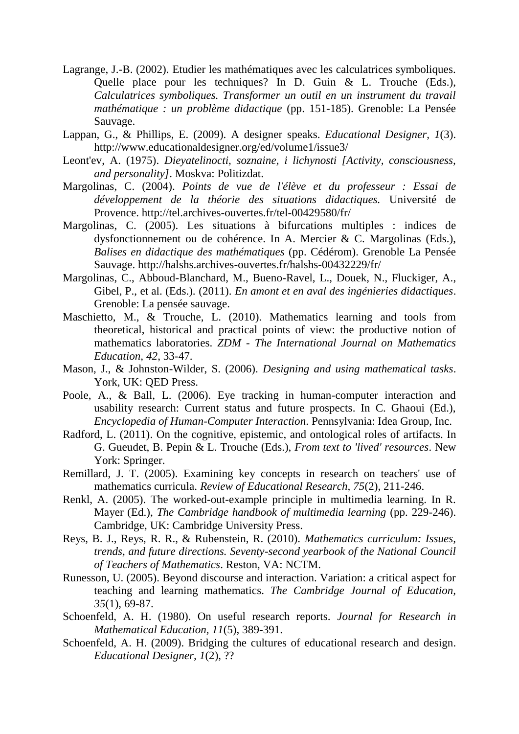Lagrange, J.-B. (2002). Etudier les mathématiques avec les calculatrices symboliques. Quelle place pour les techniques? In D. Guin & L. Trouche (Eds.), *Calculatrices symboliques. Transformer un outil en un instrument du travail mathématique : un problème didactique* (pp. 151-185). Grenoble: La Pensée Sauvage.

Lappan, G., & Phillips, E. (2009). A designer speaks. *Educational Designer, 1*(3). http://www.educationaldesigner.org/ed/volume1/issue3/

Leont'ev, A. (1975). *Dieyatelinocti, soznaine, i lichynosti [Activity, consciousness, and personality]*. Moskva: Politizdat.

Margolinas, C. (2004). *Points de vue de l'élève et du professeur : Essai de développement de la théorie des situations didactiques.* Université de Provence. http://tel.archives-ouvertes.fr/tel-00429580/fr/

Margolinas, C. (2005). Les situations à bifurcations multiples : indices de dysfonctionnement ou de cohérence. In A. Mercier & C. Margolinas (Eds.), *Balises en didactique des mathématiques* (pp. Cédérom). Grenoble La Pensée Sauvage. http://halshs.archives-ouvertes.fr/halshs-00432229/fr/

Margolinas, C., Abboud-Blanchard, M., Bueno-Ravel, L., Douek, N., Fluckiger, A., Gibel, P., et al. (Eds.). (2011). *En amont et en aval des ingénieries didactiques*. Grenoble: La pensée sauvage.

Maschietto, M., & Trouche, L. (2010). Mathematics learning and tools from theoretical, historical and practical points of view: the productive notion of mathematics laboratories. *ZDM - The International Journal on Mathematics Education, 42*, 33-47.

Mason, J., & Johnston-Wilder, S. (2006). *Designing and using mathematical tasks*. York, UK: QED Press.

Poole, A., & Ball, L. (2006). Eye tracking in human-computer interaction and usability research: Current status and future prospects. In C. Ghaoui (Ed.), *Encyclopedia of Human-Computer Interaction*. Pennsylvania: Idea Group, Inc.

Radford, L. (2011). On the cognitive, epistemic, and ontological roles of artifacts. In G. Gueudet, B. Pepin & L. Trouche (Eds.), *From text to 'lived' resources*. New York: Springer.

Remillard, J. T. (2005). Examining key concepts in research on teachers' use of mathematics curricula. *Review of Educational Research, 75*(2), 211-246.

Renkl, A. (2005). The worked-out-example principle in multimedia learning. In R. Mayer (Ed.), *The Cambridge handbook of multimedia learning* (pp. 229-246). Cambridge, UK: Cambridge University Press.

Reys, B. J., Reys, R. R., & Rubenstein, R. (2010). *Mathematics curriculum: Issues, trends, and future directions. Seventy-second yearbook of the National Council of Teachers of Mathematics*. Reston, VA: NCTM.

Runesson, U. (2005). Beyond discourse and interaction. Variation: a critical aspect for teaching and learning mathematics. *The Cambridge Journal of Education, 35*(1), 69-87.

Schoenfeld, A. H. (1980). On useful research reports. *Journal for Research in Mathematical Education, 11*(5), 389-391.

Schoenfeld, A. H. (2009). Bridging the cultures of educational research and design. *Educational Designer, 1*(2), ??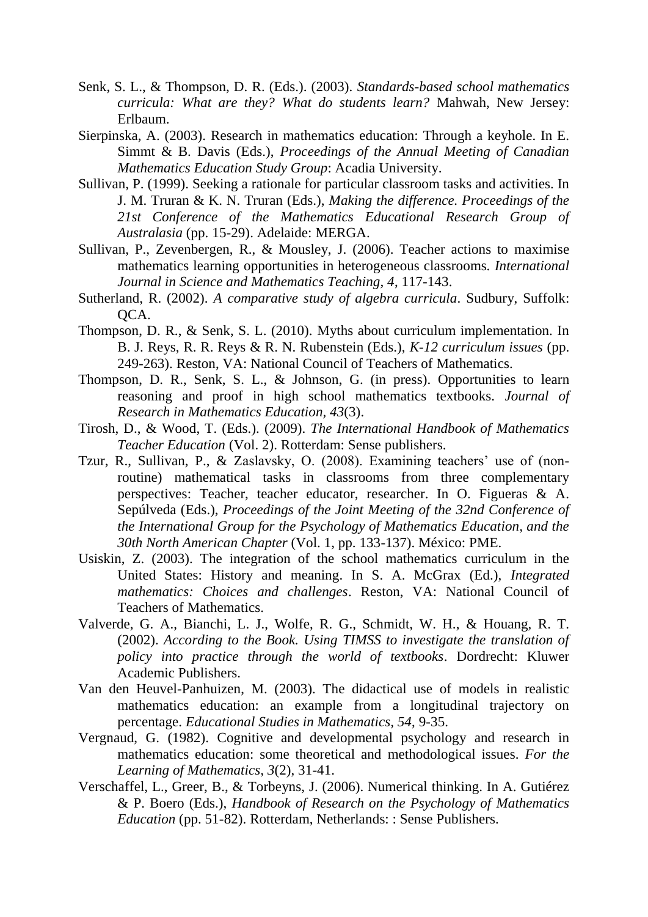Senk, S. L., & Thompson, D. R. (Eds.). (2003). *Standards-based school mathematics curricula: What are they? What do students learn?* Mahwah, New Jersey: Erlbaum.

Sierpinska, A. (2003). Research in mathematics education: Through a keyhole. In E. Simmt & B. Davis (Eds.), *Proceedings of the Annual Meeting of Canadian Mathematics Education Study Group*: Acadia University.

Sullivan, P. (1999). Seeking a rationale for particular classroom tasks and activities. In J. M. Truran & K. N. Truran (Eds.), *Making the difference. Proceedings of the 21st Conference of the Mathematics Educational Research Group of Australasia* (pp. 15-29). Adelaide: MERGA.

Sullivan, P., Zevenbergen, R., & Mousley, J. (2006). Teacher actions to maximise mathematics learning opportunities in heterogeneous classrooms. *International Journal in Science and Mathematics Teaching, 4*, 117-143.

Sutherland, R. (2002). *A comparative study of algebra curricula*. Sudbury, Suffolk: QCA.

Thompson, D. R., & Senk, S. L. (2010). Myths about curriculum implementation. In B. J. Reys, R. R. Reys & R. N. Rubenstein (Eds.), *K-12 curriculum issues* (pp. 249-263). Reston, VA: National Council of Teachers of Mathematics.

Thompson, D. R., Senk, S. L., & Johnson, G. (in press). Opportunities to learn reasoning and proof in high school mathematics textbooks. *Journal of Research in Mathematics Education, 43*(3).

Tirosh, D., & Wood, T. (Eds.). (2009). *The International Handbook of Mathematics Teacher Education* (Vol. 2). Rotterdam: Sense publishers.

Tzur, R., Sullivan, P., & Zaslavsky, O. (2008). Examining teachers' use of (non-routine) mathematical tasks in classrooms from three complementary perspectives: Teacher, teacher educator, researcher. In O. Figueras & A. Sepúlveda (Eds.), *Proceedings of the Joint Meeting of the 32nd Conference of the International Group for the Psychology of Mathematics Education, and the 30th North American Chapter* (Vol. 1, pp. 133-137). México: PME.

Usiskin, Z. (2003). The integration of the school mathematics curriculum in the United States: History and meaning. In S. A. McGrax (Ed.), *Integrated mathematics: Choices and challenges*. Reston, VA: National Council of Teachers of Mathematics.

Valverde, G. A., Bianchi, L. J., Wolfe, R. G., Schmidt, W. H., & Houang, R. T. (2002). *According to the Book. Using TIMSS to investigate the translation of policy into practice through the world of textbooks*. Dordrecht: Kluwer Academic Publishers.

Van den Heuvel-Panhuizen, M. (2003). The didactical use of models in realistic mathematics education: an example from a longitudinal trajectory on percentage. *Educational Studies in Mathematics, 54*, 9-35.

Vergnaud, G. (1982). Cognitive and developmental psychology and research in mathematics education: some theoretical and methodological issues. *For the Learning of Mathematics, 3*(2), 31-41.

Verschaffel, L., Greer, B., & Torbeyns, J. (2006). Numerical thinking. In A. Gutiérez & P. Boero (Eds.), *Handbook of Research on the Psychology of Mathematics Education* (pp. 51-82). Rotterdam, Netherlands: : Sense Publishers.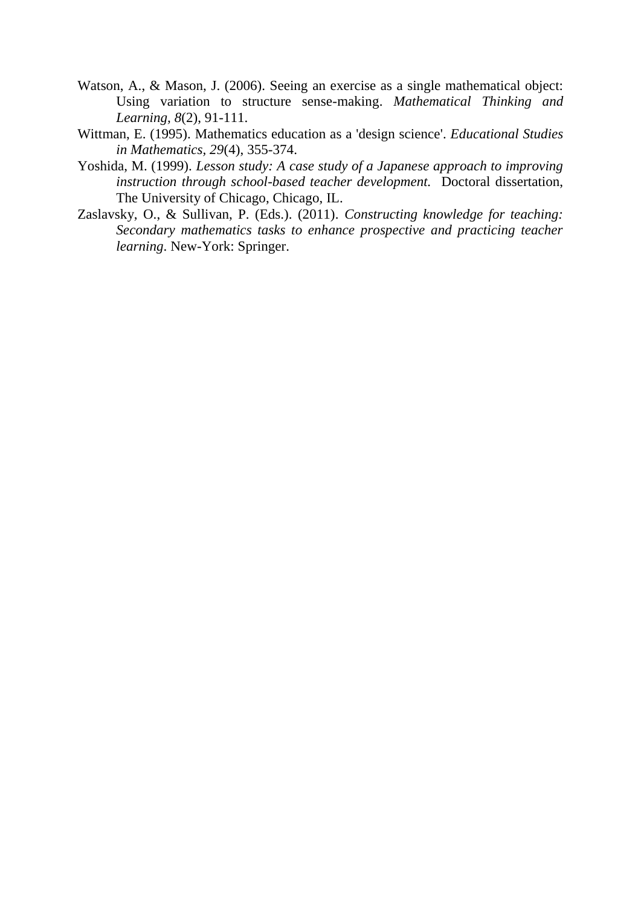Watson, A., & Mason, J. (2006). Seeing an exercise as a single mathematical object: Using variation to structure sense-making. *Mathematical Thinking and Learning, 8*(2), 91-111.

Wittman, E. (1995). Mathematics education as a 'design science'. *Educational Studies in Mathematics*, *29*(4), 355-374.

Yoshida, M. (1999). *Lesson study: A case study of a Japanese approach to improving instruction through school-based teacher development.* Doctoral dissertation, The University of Chicago, Chicago, IL.

Zaslavsky, O., & Sullivan, P. (Eds.). (2011). *Constructing knowledge for teaching: Secondary mathematics tasks to enhance prospective and practicing teacher learning*. New-York: Springer.